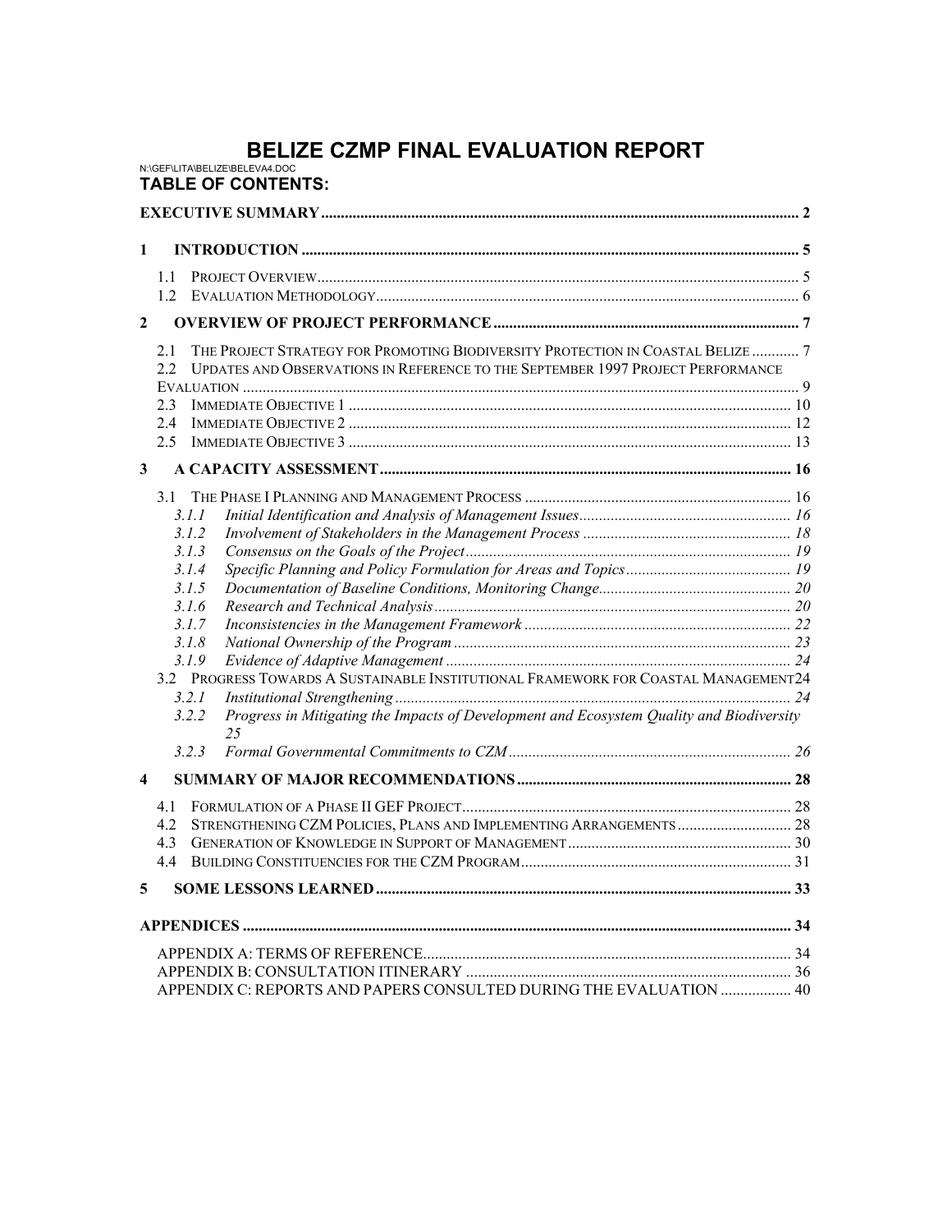# BELIZE CZMP FINAL EVALUATION REPORT

N:\GEF\LITA\BELIZE\BELEVA4.DOC

## TABLE OF CONTENTS:

**EXECUTIVE SUMMARY** ..... 2

**1 INTRODUCTION** ..... 5

- 1.1 PROJECT OVERVIEW ..... 5
- 1.2 EVALUATION METHODOLOGY ..... 6

**2 OVERVIEW OF PROJECT PERFORMANCE** ..... 7

- 2.1 THE PROJECT STRATEGY FOR PROMOTING BIODIVERSITY PROTECTION IN COASTAL BELIZE ..... 7
- 2.2 UPDATES AND OBSERVATIONS IN REFERENCE TO THE SEPTEMBER 1997 PROJECT PERFORMANCE EVALUATION ..... 9
- 2.3 IMMEDIATE OBJECTIVE 1 ..... 10
- 2.4 IMMEDIATE OBJECTIVE 2 ..... 12
- 2.5 IMMEDIATE OBJECTIVE 3 ..... 13

**3 A CAPACITY ASSESSMENT** ..... 16

- 3.1 THE PHASE I PLANNING AND MANAGEMENT PROCESS ..... 16
  - *3.1.1 Initial Identification and Analysis of Management Issues* ..... 16
  - *3.1.2 Involvement of Stakeholders in the Management Process* ..... 18
  - *3.1.3 Consensus on the Goals of the Project* ..... 19
  - *3.1.4 Specific Planning and Policy Formulation for Areas and Topics* ..... 19
  - *3.1.5 Documentation of Baseline Conditions, Monitoring Change* ..... 20
  - *3.1.6 Research and Technical Analysis* ..... 20
  - *3.1.7 Inconsistencies in the Management Framework* ..... 22
  - *3.1.8 National Ownership of the Program* ..... 23
  - *3.1.9 Evidence of Adaptive Management* ..... 24
- 3.2 PROGRESS TOWARDS A SUSTAINABLE INSTITUTIONAL FRAMEWORK FOR COASTAL MANAGEMENT ..... 24
  - *3.2.1 Institutional Strengthening* ..... 24
  - *3.2.2 Progress in Mitigating the Impacts of Development and Ecosystem Quality and Biodiversity* ..... 25
  - *3.2.3 Formal Governmental Commitments to CZM* ..... 26

**4 SUMMARY OF MAJOR RECOMMENDATIONS** ..... 28

- 4.1 FORMULATION OF A PHASE II GEF PROJECT ..... 28
- 4.2 STRENGTHENING CZM POLICIES, PLANS AND IMPLEMENTING ARRANGEMENTS ..... 28
- 4.3 GENERATION OF KNOWLEDGE IN SUPPORT OF MANAGEMENT ..... 30
- 4.4 BUILDING CONSTITUENCIES FOR THE CZM PROGRAM ..... 31

**5 SOME LESSONS LEARNED** ..... 33

**APPENDICES** ..... 34

- APPENDIX A: TERMS OF REFERENCE ..... 34
- APPENDIX B: CONSULTATION ITINERARY ..... 36
- APPENDIX C: REPORTS AND PAPERS CONSULTED DURING THE EVALUATION ..... 40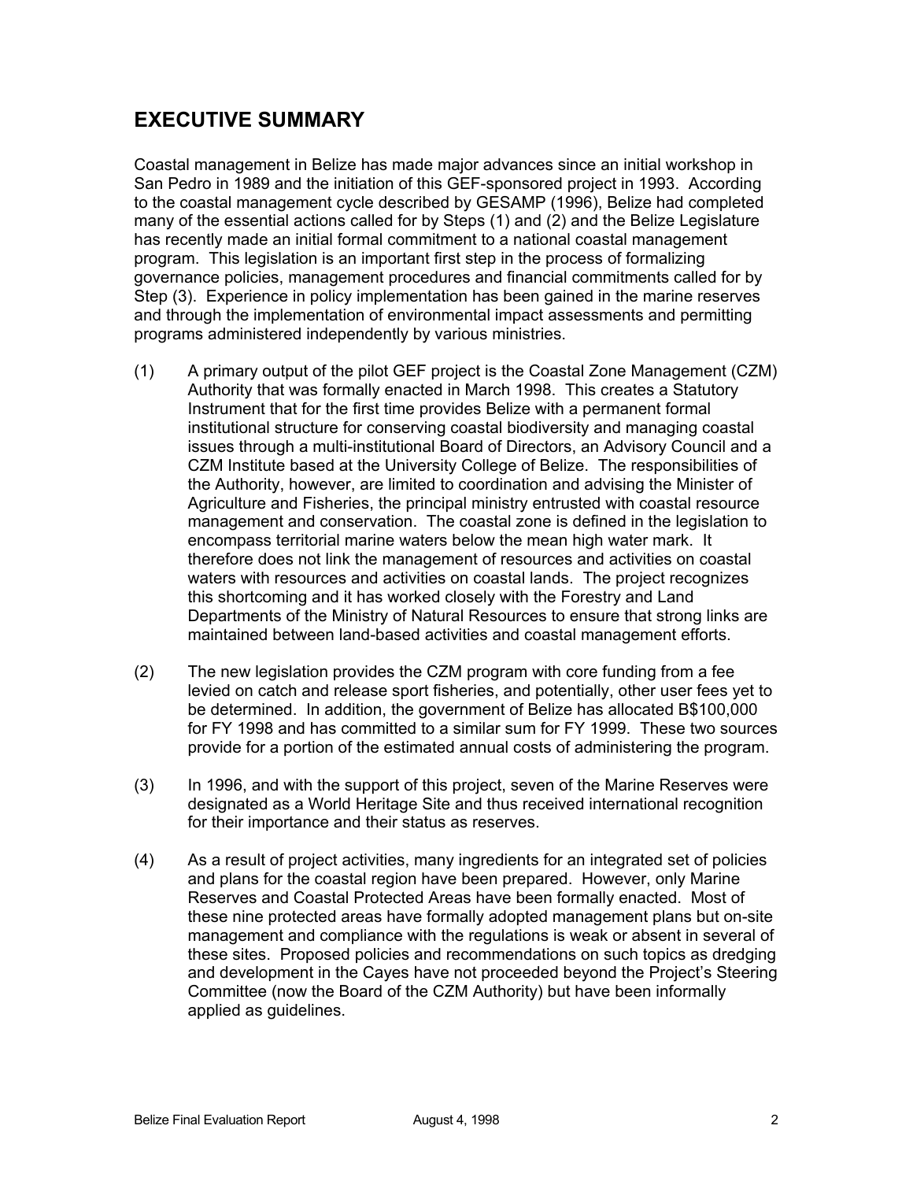## EXECUTIVE SUMMARY

Coastal management in Belize has made major advances since an initial workshop in San Pedro in 1989 and the initiation of this GEF-sponsored project in 1993. According to the coastal management cycle described by GESAMP (1996), Belize had completed many of the essential actions called for by Steps (1) and (2) and the Belize Legislature has recently made an initial formal commitment to a national coastal management program. This legislation is an important first step in the process of formalizing governance policies, management procedures and financial commitments called for by Step (3). Experience in policy implementation has been gained in the marine reserves and through the implementation of environmental impact assessments and permitting programs administered independently by various ministries.

(1) A primary output of the pilot GEF project is the Coastal Zone Management (CZM) Authority that was formally enacted in March 1998. This creates a Statutory Instrument that for the first time provides Belize with a permanent formal institutional structure for conserving coastal biodiversity and managing coastal issues through a multi-institutional Board of Directors, an Advisory Council and a CZM Institute based at the University College of Belize. The responsibilities of the Authority, however, are limited to coordination and advising the Minister of Agriculture and Fisheries, the principal ministry entrusted with coastal resource management and conservation. The coastal zone is defined in the legislation to encompass territorial marine waters below the mean high water mark. It therefore does not link the management of resources and activities on coastal waters with resources and activities on coastal lands. The project recognizes this shortcoming and it has worked closely with the Forestry and Land Departments of the Ministry of Natural Resources to ensure that strong links are maintained between land-based activities and coastal management efforts.

(2) The new legislation provides the CZM program with core funding from a fee levied on catch and release sport fisheries, and potentially, other user fees yet to be determined. In addition, the government of Belize has allocated B$100,000 for FY 1998 and has committed to a similar sum for FY 1999. These two sources provide for a portion of the estimated annual costs of administering the program.

(3) In 1996, and with the support of this project, seven of the Marine Reserves were designated as a World Heritage Site and thus received international recognition for their importance and their status as reserves.

(4) As a result of project activities, many ingredients for an integrated set of policies and plans for the coastal region have been prepared. However, only Marine Reserves and Coastal Protected Areas have been formally enacted. Most of these nine protected areas have formally adopted management plans but on-site management and compliance with the regulations is weak or absent in several of these sites. Proposed policies and recommendations on such topics as dredging and development in the Cayes have not proceeded beyond the Project's Steering Committee (now the Board of the CZM Authority) but have been informally applied as guidelines.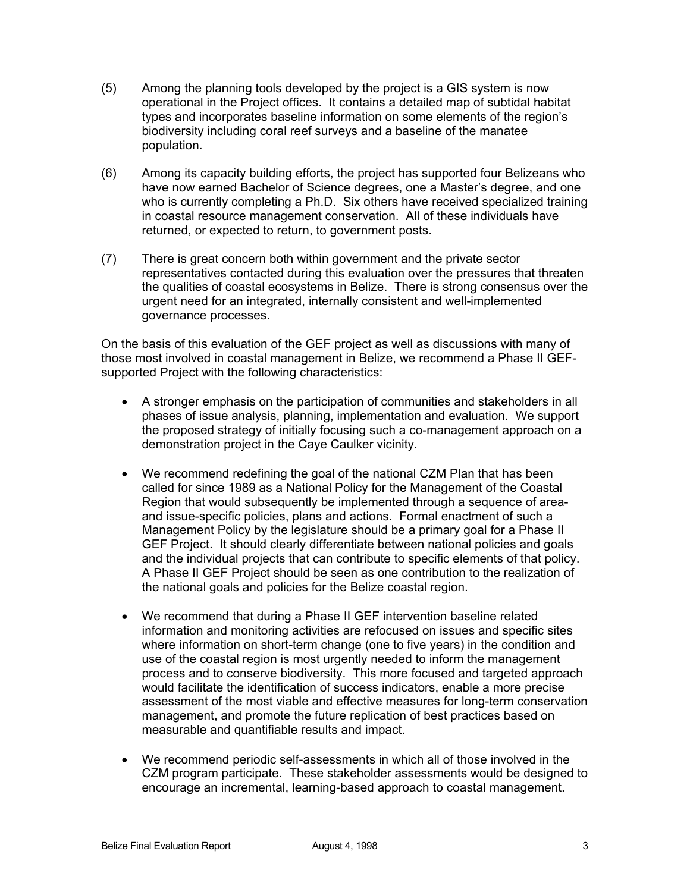(5) Among the planning tools developed by the project is a GIS system is now operational in the Project offices. It contains a detailed map of subtidal habitat types and incorporates baseline information on some elements of the region's biodiversity including coral reef surveys and a baseline of the manatee population.

(6) Among its capacity building efforts, the project has supported four Belizeans who have now earned Bachelor of Science degrees, one a Master's degree, and one who is currently completing a Ph.D. Six others have received specialized training in coastal resource management conservation. All of these individuals have returned, or expected to return, to government posts.

(7) There is great concern both within government and the private sector representatives contacted during this evaluation over the pressures that threaten the qualities of coastal ecosystems in Belize. There is strong consensus over the urgent need for an integrated, internally consistent and well-implemented governance processes.

On the basis of this evaluation of the GEF project as well as discussions with many of those most involved in coastal management in Belize, we recommend a Phase II GEF-supported Project with the following characteristics:

- A stronger emphasis on the participation of communities and stakeholders in all phases of issue analysis, planning, implementation and evaluation. We support the proposed strategy of initially focusing such a co-management approach on a demonstration project in the Caye Caulker vicinity.

- We recommend redefining the goal of the national CZM Plan that has been called for since 1989 as a National Policy for the Management of the Coastal Region that would subsequently be implemented through a sequence of area- and issue-specific policies, plans and actions. Formal enactment of such a Management Policy by the legislature should be a primary goal for a Phase II GEF Project. It should clearly differentiate between national policies and goals and the individual projects that can contribute to specific elements of that policy. A Phase II GEF Project should be seen as one contribution to the realization of the national goals and policies for the Belize coastal region.

- We recommend that during a Phase II GEF intervention baseline related information and monitoring activities are refocused on issues and specific sites where information on short-term change (one to five years) in the condition and use of the coastal region is most urgently needed to inform the management process and to conserve biodiversity. This more focused and targeted approach would facilitate the identification of success indicators, enable a more precise assessment of the most viable and effective measures for long-term conservation management, and promote the future replication of best practices based on measurable and quantifiable results and impact.

- We recommend periodic self-assessments in which all of those involved in the CZM program participate. These stakeholder assessments would be designed to encourage an incremental, learning-based approach to coastal management.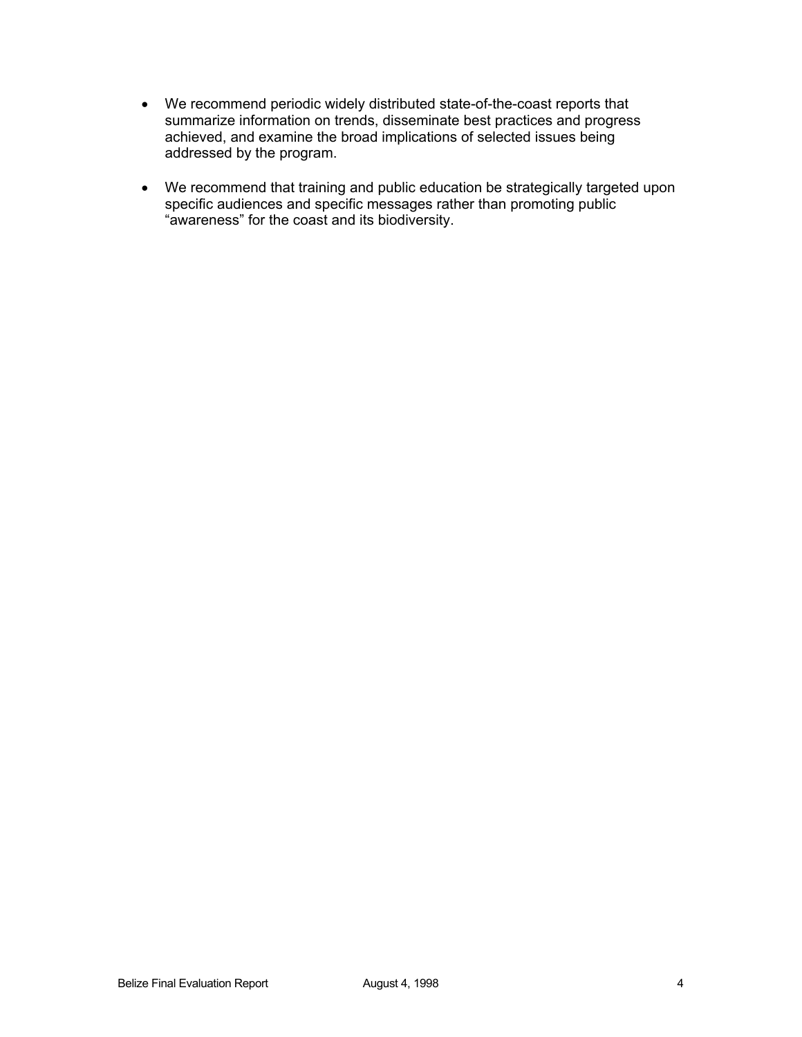- We recommend periodic widely distributed state-of-the-coast reports that summarize information on trends, disseminate best practices and progress achieved, and examine the broad implications of selected issues being addressed by the program.

- We recommend that training and public education be strategically targeted upon specific audiences and specific messages rather than promoting public "awareness" for the coast and its biodiversity.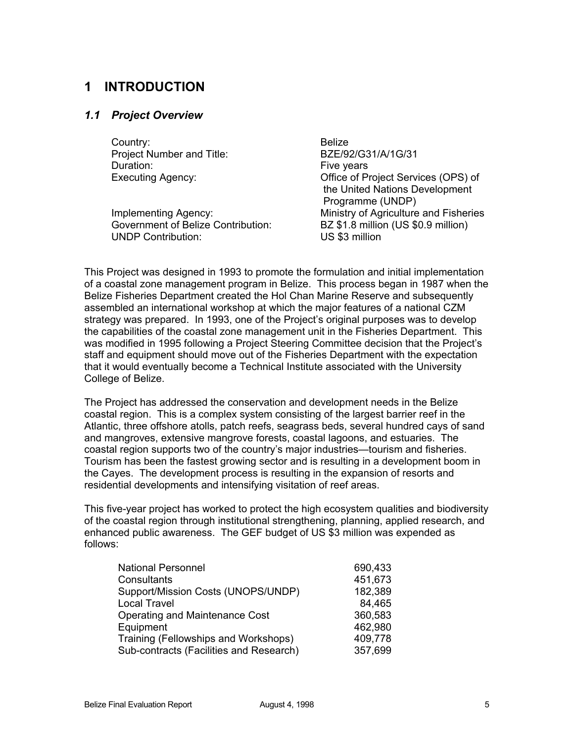# 1 INTRODUCTION

## *1.1 Project Overview*

| | |
|---|---|
| Country: | Belize |
| Project Number and Title: | BZE/92/G31/A/1G/31 |
| Duration: | Five years |
| Executing Agency: | Office of Project Services (OPS) of the United Nations Development Programme (UNDP) |
| Implementing Agency: | Ministry of Agriculture and Fisheries |
| Government of Belize Contribution: | BZ $1.8 million (US $0.9 million) |
| UNDP Contribution: | US $3 million |

This Project was designed in 1993 to promote the formulation and initial implementation of a coastal zone management program in Belize. This process began in 1987 when the Belize Fisheries Department created the Hol Chan Marine Reserve and subsequently assembled an international workshop at which the major features of a national CZM strategy was prepared. In 1993, one of the Project's original purposes was to develop the capabilities of the coastal zone management unit in the Fisheries Department. This was modified in 1995 following a Project Steering Committee decision that the Project's staff and equipment should move out of the Fisheries Department with the expectation that it would eventually become a Technical Institute associated with the University College of Belize.

The Project has addressed the conservation and development needs in the Belize coastal region. This is a complex system consisting of the largest barrier reef in the Atlantic, three offshore atolls, patch reefs, seagrass beds, several hundred cays of sand and mangroves, extensive mangrove forests, coastal lagoons, and estuaries. The coastal region supports two of the country's major industries—tourism and fisheries. Tourism has been the fastest growing sector and is resulting in a development boom in the Cayes. The development process is resulting in the expansion of resorts and residential developments and intensifying visitation of reef areas.

This five-year project has worked to protect the high ecosystem qualities and biodiversity of the coastal region through institutional strengthening, planning, applied research, and enhanced public awareness. The GEF budget of US $3 million was expended as follows:

| | |
|---|---:|
| National Personnel | 690,433 |
| Consultants | 451,673 |
| Support/Mission Costs (UNOPS/UNDP) | 182,389 |
| Local Travel | 84,465 |
| Operating and Maintenance Cost | 360,583 |
| Equipment | 462,980 |
| Training (Fellowships and Workshops) | 409,778 |
| Sub-contracts (Facilities and Research) | 357,699 |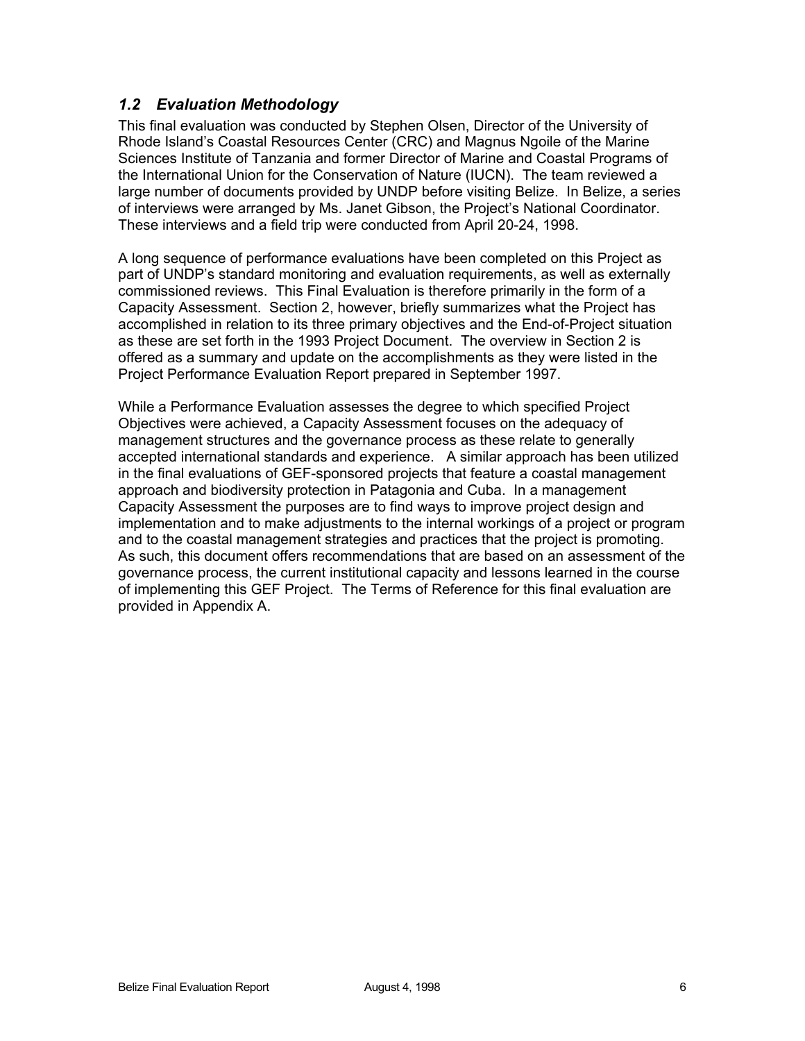### *1.2 Evaluation Methodology*

This final evaluation was conducted by Stephen Olsen, Director of the University of Rhode Island's Coastal Resources Center (CRC) and Magnus Ngoile of the Marine Sciences Institute of Tanzania and former Director of Marine and Coastal Programs of the International Union for the Conservation of Nature (IUCN). The team reviewed a large number of documents provided by UNDP before visiting Belize. In Belize, a series of interviews were arranged by Ms. Janet Gibson, the Project's National Coordinator. These interviews and a field trip were conducted from April 20-24, 1998.

A long sequence of performance evaluations have been completed on this Project as part of UNDP's standard monitoring and evaluation requirements, as well as externally commissioned reviews. This Final Evaluation is therefore primarily in the form of a Capacity Assessment. Section 2, however, briefly summarizes what the Project has accomplished in relation to its three primary objectives and the End-of-Project situation as these are set forth in the 1993 Project Document. The overview in Section 2 is offered as a summary and update on the accomplishments as they were listed in the Project Performance Evaluation Report prepared in September 1997.

While a Performance Evaluation assesses the degree to which specified Project Objectives were achieved, a Capacity Assessment focuses on the adequacy of management structures and the governance process as these relate to generally accepted international standards and experience. A similar approach has been utilized in the final evaluations of GEF-sponsored projects that feature a coastal management approach and biodiversity protection in Patagonia and Cuba. In a management Capacity Assessment the purposes are to find ways to improve project design and implementation and to make adjustments to the internal workings of a project or program and to the coastal management strategies and practices that the project is promoting. As such, this document offers recommendations that are based on an assessment of the governance process, the current institutional capacity and lessons learned in the course of implementing this GEF Project. The Terms of Reference for this final evaluation are provided in Appendix A.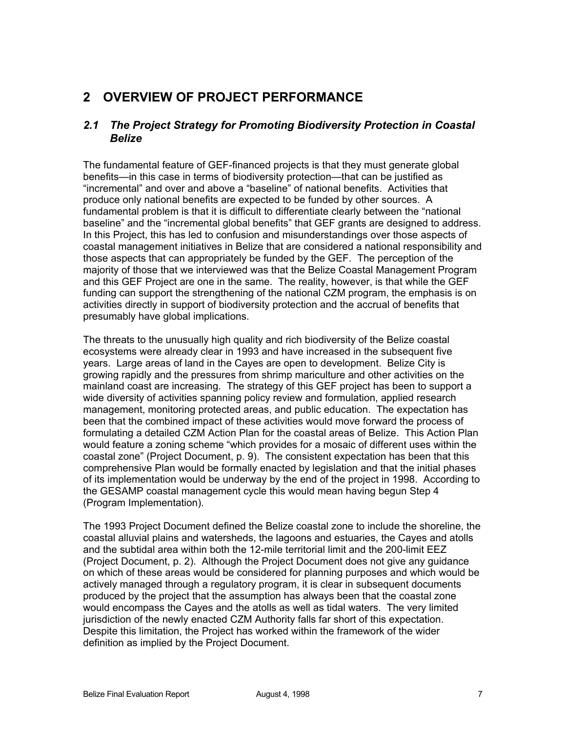# 2 OVERVIEW OF PROJECT PERFORMANCE

## *2.1 The Project Strategy for Promoting Biodiversity Protection in Coastal Belize*

The fundamental feature of GEF-financed projects is that they must generate global benefits—in this case in terms of biodiversity protection—that can be justified as "incremental" and over and above a "baseline" of national benefits. Activities that produce only national benefits are expected to be funded by other sources. A fundamental problem is that it is difficult to differentiate clearly between the "national baseline" and the "incremental global benefits" that GEF grants are designed to address. In this Project, this has led to confusion and misunderstandings over those aspects of coastal management initiatives in Belize that are considered a national responsibility and those aspects that can appropriately be funded by the GEF. The perception of the majority of those that we interviewed was that the Belize Coastal Management Program and this GEF Project are one in the same. The reality, however, is that while the GEF funding can support the strengthening of the national CZM program, the emphasis is on activities directly in support of biodiversity protection and the accrual of benefits that presumably have global implications.

The threats to the unusually high quality and rich biodiversity of the Belize coastal ecosystems were already clear in 1993 and have increased in the subsequent five years. Large areas of land in the Cayes are open to development. Belize City is growing rapidly and the pressures from shrimp mariculture and other activities on the mainland coast are increasing. The strategy of this GEF project has been to support a wide diversity of activities spanning policy review and formulation, applied research management, monitoring protected areas, and public education. The expectation has been that the combined impact of these activities would move forward the process of formulating a detailed CZM Action Plan for the coastal areas of Belize. This Action Plan would feature a zoning scheme "which provides for a mosaic of different uses within the coastal zone" (Project Document, p. 9). The consistent expectation has been that this comprehensive Plan would be formally enacted by legislation and that the initial phases of its implementation would be underway by the end of the project in 1998. According to the GESAMP coastal management cycle this would mean having begun Step 4 (Program Implementation).

The 1993 Project Document defined the Belize coastal zone to include the shoreline, the coastal alluvial plains and watersheds, the lagoons and estuaries, the Cayes and atolls and the subtidal area within both the 12-mile territorial limit and the 200-limit EEZ (Project Document, p. 2). Although the Project Document does not give any guidance on which of these areas would be considered for planning purposes and which would be actively managed through a regulatory program, it is clear in subsequent documents produced by the project that the assumption has always been that the coastal zone would encompass the Cayes and the atolls as well as tidal waters. The very limited jurisdiction of the newly enacted CZM Authority falls far short of this expectation. Despite this limitation, the Project has worked within the framework of the wider definition as implied by the Project Document.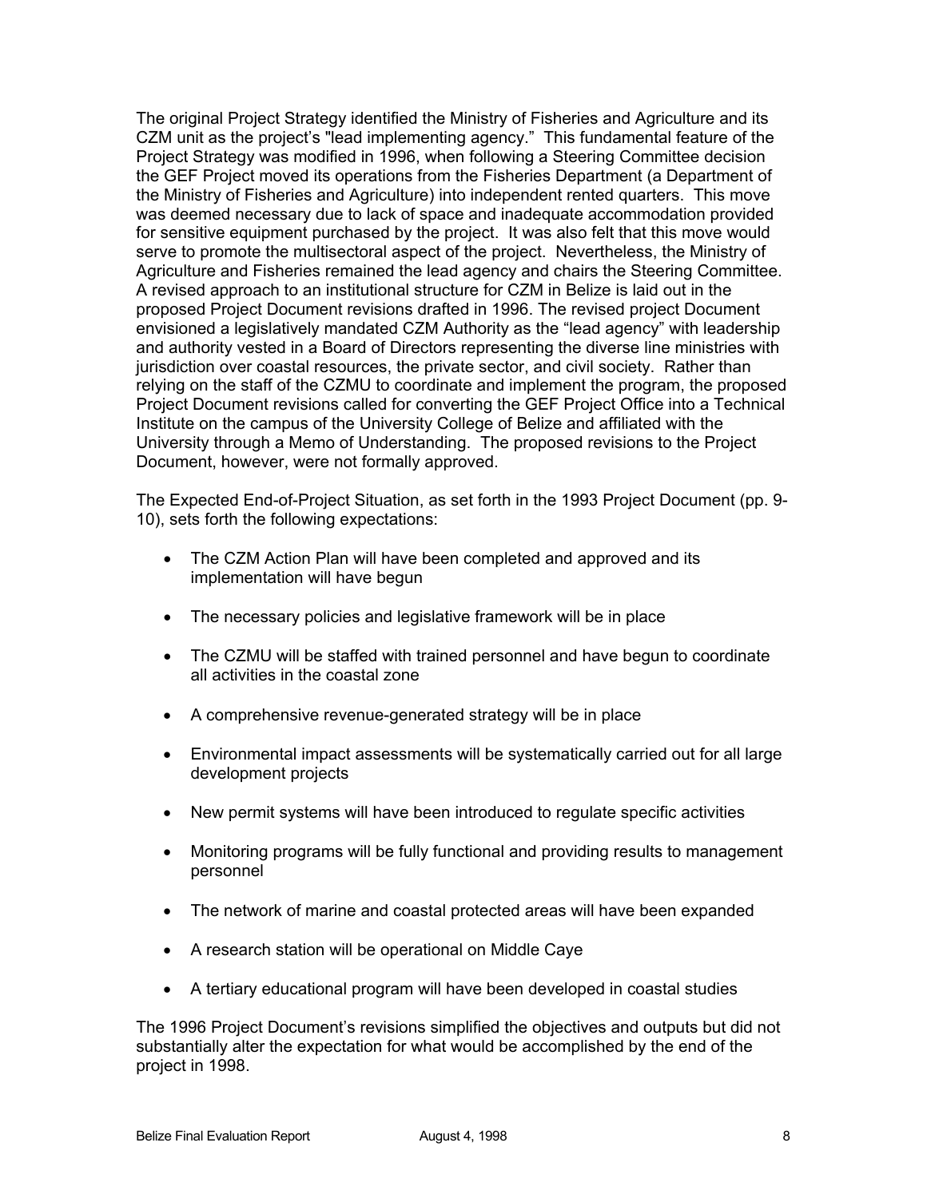The original Project Strategy identified the Ministry of Fisheries and Agriculture and its CZM unit as the project's "lead implementing agency." This fundamental feature of the Project Strategy was modified in 1996, when following a Steering Committee decision the GEF Project moved its operations from the Fisheries Department (a Department of the Ministry of Fisheries and Agriculture) into independent rented quarters. This move was deemed necessary due to lack of space and inadequate accommodation provided for sensitive equipment purchased by the project. It was also felt that this move would serve to promote the multisectoral aspect of the project. Nevertheless, the Ministry of Agriculture and Fisheries remained the lead agency and chairs the Steering Committee. A revised approach to an institutional structure for CZM in Belize is laid out in the proposed Project Document revisions drafted in 1996. The revised project Document envisioned a legislatively mandated CZM Authority as the "lead agency" with leadership and authority vested in a Board of Directors representing the diverse line ministries with jurisdiction over coastal resources, the private sector, and civil society. Rather than relying on the staff of the CZMU to coordinate and implement the program, the proposed Project Document revisions called for converting the GEF Project Office into a Technical Institute on the campus of the University College of Belize and affiliated with the University through a Memo of Understanding. The proposed revisions to the Project Document, however, were not formally approved.

The Expected End-of-Project Situation, as set forth in the 1993 Project Document (pp. 9-10), sets forth the following expectations:

- The CZM Action Plan will have been completed and approved and its implementation will have begun
- The necessary policies and legislative framework will be in place
- The CZMU will be staffed with trained personnel and have begun to coordinate all activities in the coastal zone
- A comprehensive revenue-generated strategy will be in place
- Environmental impact assessments will be systematically carried out for all large development projects
- New permit systems will have been introduced to regulate specific activities
- Monitoring programs will be fully functional and providing results to management personnel
- The network of marine and coastal protected areas will have been expanded
- A research station will be operational on Middle Caye
- A tertiary educational program will have been developed in coastal studies

The 1996 Project Document's revisions simplified the objectives and outputs but did not substantially alter the expectation for what would be accomplished by the end of the project in 1998.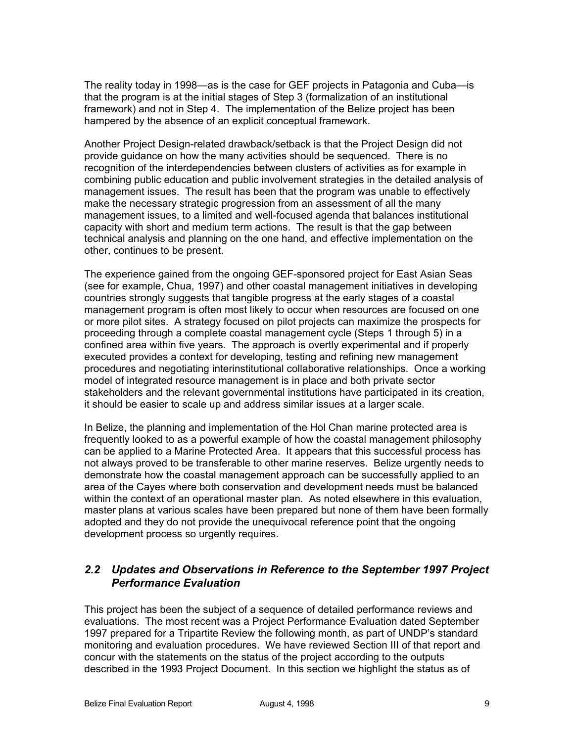The reality today in 1998—as is the case for GEF projects in Patagonia and Cuba—is that the program is at the initial stages of Step 3 (formalization of an institutional framework) and not in Step 4. The implementation of the Belize project has been hampered by the absence of an explicit conceptual framework.

Another Project Design-related drawback/setback is that the Project Design did not provide guidance on how the many activities should be sequenced. There is no recognition of the interdependencies between clusters of activities as for example in combining public education and public involvement strategies in the detailed analysis of management issues. The result has been that the program was unable to effectively make the necessary strategic progression from an assessment of all the many management issues, to a limited and well-focused agenda that balances institutional capacity with short and medium term actions. The result is that the gap between technical analysis and planning on the one hand, and effective implementation on the other, continues to be present.

The experience gained from the ongoing GEF-sponsored project for East Asian Seas (see for example, Chua, 1997) and other coastal management initiatives in developing countries strongly suggests that tangible progress at the early stages of a coastal management program is often most likely to occur when resources are focused on one or more pilot sites. A strategy focused on pilot projects can maximize the prospects for proceeding through a complete coastal management cycle (Steps 1 through 5) in a confined area within five years. The approach is overtly experimental and if properly executed provides a context for developing, testing and refining new management procedures and negotiating interinstitutional collaborative relationships. Once a working model of integrated resource management is in place and both private sector stakeholders and the relevant governmental institutions have participated in its creation, it should be easier to scale up and address similar issues at a larger scale.

In Belize, the planning and implementation of the Hol Chan marine protected area is frequently looked to as a powerful example of how the coastal management philosophy can be applied to a Marine Protected Area. It appears that this successful process has not always proved to be transferable to other marine reserves. Belize urgently needs to demonstrate how the coastal management approach can be successfully applied to an area of the Cayes where both conservation and development needs must be balanced within the context of an operational master plan. As noted elsewhere in this evaluation, master plans at various scales have been prepared but none of them have been formally adopted and they do not provide the unequivocal reference point that the ongoing development process so urgently requires.

## *2.2 Updates and Observations in Reference to the September 1997 Project Performance Evaluation*

This project has been the subject of a sequence of detailed performance reviews and evaluations. The most recent was a Project Performance Evaluation dated September 1997 prepared for a Tripartite Review the following month, as part of UNDP's standard monitoring and evaluation procedures. We have reviewed Section III of that report and concur with the statements on the status of the project according to the outputs described in the 1993 Project Document. In this section we highlight the status as of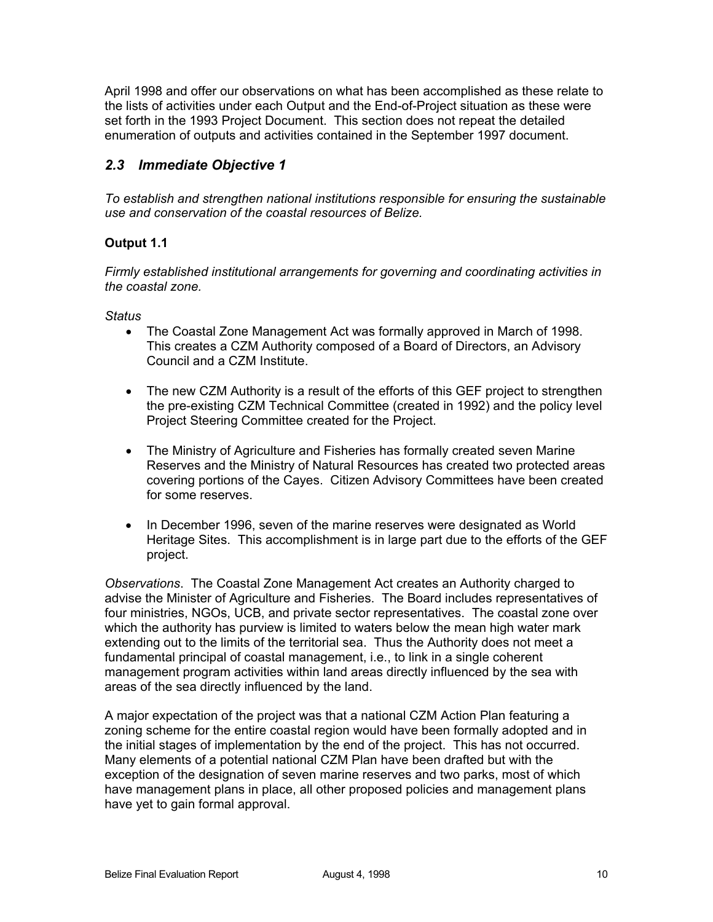April 1998 and offer our observations on what has been accomplished as these relate to the lists of activities under each Output and the End-of-Project situation as these were set forth in the 1993 Project Document. This section does not repeat the detailed enumeration of outputs and activities contained in the September 1997 document.

## *2.3 Immediate Objective 1*

*To establish and strengthen national institutions responsible for ensuring the sustainable use and conservation of the coastal resources of Belize.*

### Output 1.1

*Firmly established institutional arrangements for governing and coordinating activities in the coastal zone.*

*Status*

- The Coastal Zone Management Act was formally approved in March of 1998. This creates a CZM Authority composed of a Board of Directors, an Advisory Council and a CZM Institute.
- The new CZM Authority is a result of the efforts of this GEF project to strengthen the pre-existing CZM Technical Committee (created in 1992) and the policy level Project Steering Committee created for the Project.
- The Ministry of Agriculture and Fisheries has formally created seven Marine Reserves and the Ministry of Natural Resources has created two protected areas covering portions of the Cayes. Citizen Advisory Committees have been created for some reserves.
- In December 1996, seven of the marine reserves were designated as World Heritage Sites. This accomplishment is in large part due to the efforts of the GEF project.

*Observations*. The Coastal Zone Management Act creates an Authority charged to advise the Minister of Agriculture and Fisheries. The Board includes representatives of four ministries, NGOs, UCB, and private sector representatives. The coastal zone over which the authority has purview is limited to waters below the mean high water mark extending out to the limits of the territorial sea. Thus the Authority does not meet a fundamental principal of coastal management, i.e., to link in a single coherent management program activities within land areas directly influenced by the sea with areas of the sea directly influenced by the land.

A major expectation of the project was that a national CZM Action Plan featuring a zoning scheme for the entire coastal region would have been formally adopted and in the initial stages of implementation by the end of the project. This has not occurred. Many elements of a potential national CZM Plan have been drafted but with the exception of the designation of seven marine reserves and two parks, most of which have management plans in place, all other proposed policies and management plans have yet to gain formal approval.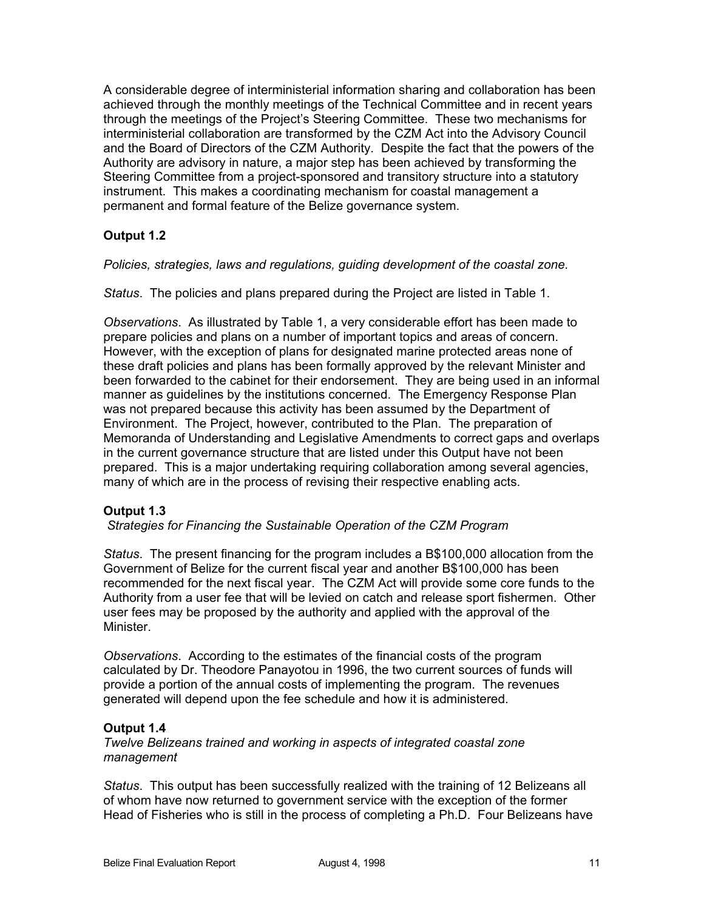A considerable degree of interministerial information sharing and collaboration has been achieved through the monthly meetings of the Technical Committee and in recent years through the meetings of the Project's Steering Committee. These two mechanisms for interministerial collaboration are transformed by the CZM Act into the Advisory Council and the Board of Directors of the CZM Authority. Despite the fact that the powers of the Authority are advisory in nature, a major step has been achieved by transforming the Steering Committee from a project-sponsored and transitory structure into a statutory instrument. This makes a coordinating mechanism for coastal management a permanent and formal feature of the Belize governance system.

### Output 1.2

*Policies, strategies, laws and regulations, guiding development of the coastal zone.*

*Status*. The policies and plans prepared during the Project are listed in Table 1.

*Observations*. As illustrated by Table 1, a very considerable effort has been made to prepare policies and plans on a number of important topics and areas of concern. However, with the exception of plans for designated marine protected areas none of these draft policies and plans has been formally approved by the relevant Minister and been forwarded to the cabinet for their endorsement. They are being used in an informal manner as guidelines by the institutions concerned. The Emergency Response Plan was not prepared because this activity has been assumed by the Department of Environment. The Project, however, contributed to the Plan. The preparation of Memoranda of Understanding and Legislative Amendments to correct gaps and overlaps in the current governance structure that are listed under this Output have not been prepared. This is a major undertaking requiring collaboration among several agencies, many of which are in the process of revising their respective enabling acts.

### Output 1.3

*Strategies for Financing the Sustainable Operation of the CZM Program*

*Status*. The present financing for the program includes a B$100,000 allocation from the Government of Belize for the current fiscal year and another B$100,000 has been recommended for the next fiscal year. The CZM Act will provide some core funds to the Authority from a user fee that will be levied on catch and release sport fishermen. Other user fees may be proposed by the authority and applied with the approval of the Minister.

*Observations*. According to the estimates of the financial costs of the program calculated by Dr. Theodore Panayotou in 1996, the two current sources of funds will provide a portion of the annual costs of implementing the program. The revenues generated will depend upon the fee schedule and how it is administered.

### Output 1.4

*Twelve Belizeans trained and working in aspects of integrated coastal zone management*

*Status*. This output has been successfully realized with the training of 12 Belizeans all of whom have now returned to government service with the exception of the former Head of Fisheries who is still in the process of completing a Ph.D. Four Belizeans have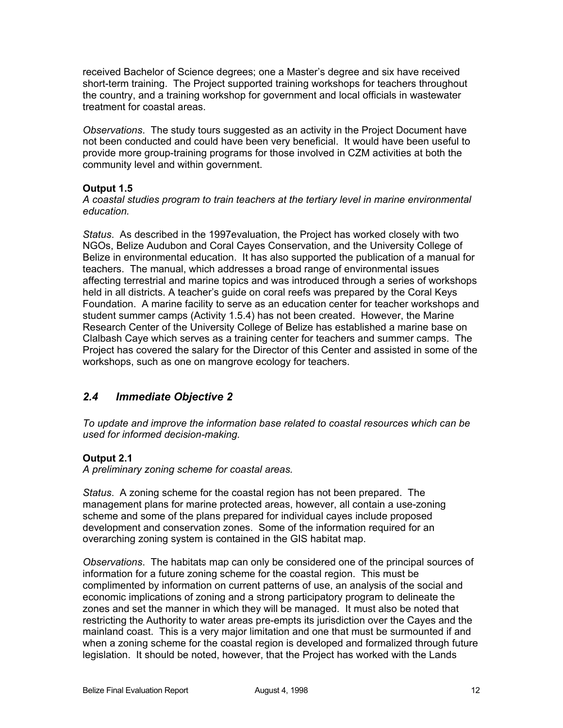received Bachelor of Science degrees; one a Master's degree and six have received short-term training. The Project supported training workshops for teachers throughout the country, and a training workshop for government and local officials in wastewater treatment for coastal areas.

*Observations*. The study tours suggested as an activity in the Project Document have not been conducted and could have been very beneficial. It would have been useful to provide more group-training programs for those involved in CZM activities at both the community level and within government.

**Output 1.5**
*A coastal studies program to train teachers at the tertiary level in marine environmental education.*

*Status*. As described in the 1997evaluation, the Project has worked closely with two NGOs, Belize Audubon and Coral Cayes Conservation, and the University College of Belize in environmental education. It has also supported the publication of a manual for teachers. The manual, which addresses a broad range of environmental issues affecting terrestrial and marine topics and was introduced through a series of workshops held in all districts. A teacher's guide on coral reefs was prepared by the Coral Keys Foundation. A marine facility to serve as an education center for teacher workshops and student summer camps (Activity 1.5.4) has not been created. However, the Marine Research Center of the University College of Belize has established a marine base on Clalbash Caye which serves as a training center for teachers and summer camps. The Project has covered the salary for the Director of this Center and assisted in some of the workshops, such as one on mangrove ecology for teachers.

## *2.4 Immediate Objective 2*

*To update and improve the information base related to coastal resources which can be used for informed decision-making.*

**Output 2.1**
*A preliminary zoning scheme for coastal areas.*

*Status*. A zoning scheme for the coastal region has not been prepared. The management plans for marine protected areas, however, all contain a use-zoning scheme and some of the plans prepared for individual cayes include proposed development and conservation zones. Some of the information required for an overarching zoning system is contained in the GIS habitat map.

*Observations*. The habitats map can only be considered one of the principal sources of information for a future zoning scheme for the coastal region. This must be complimented by information on current patterns of use, an analysis of the social and economic implications of zoning and a strong participatory program to delineate the zones and set the manner in which they will be managed. It must also be noted that restricting the Authority to water areas pre-empts its jurisdiction over the Cayes and the mainland coast. This is a very major limitation and one that must be surmounted if and when a zoning scheme for the coastal region is developed and formalized through future legislation. It should be noted, however, that the Project has worked with the Lands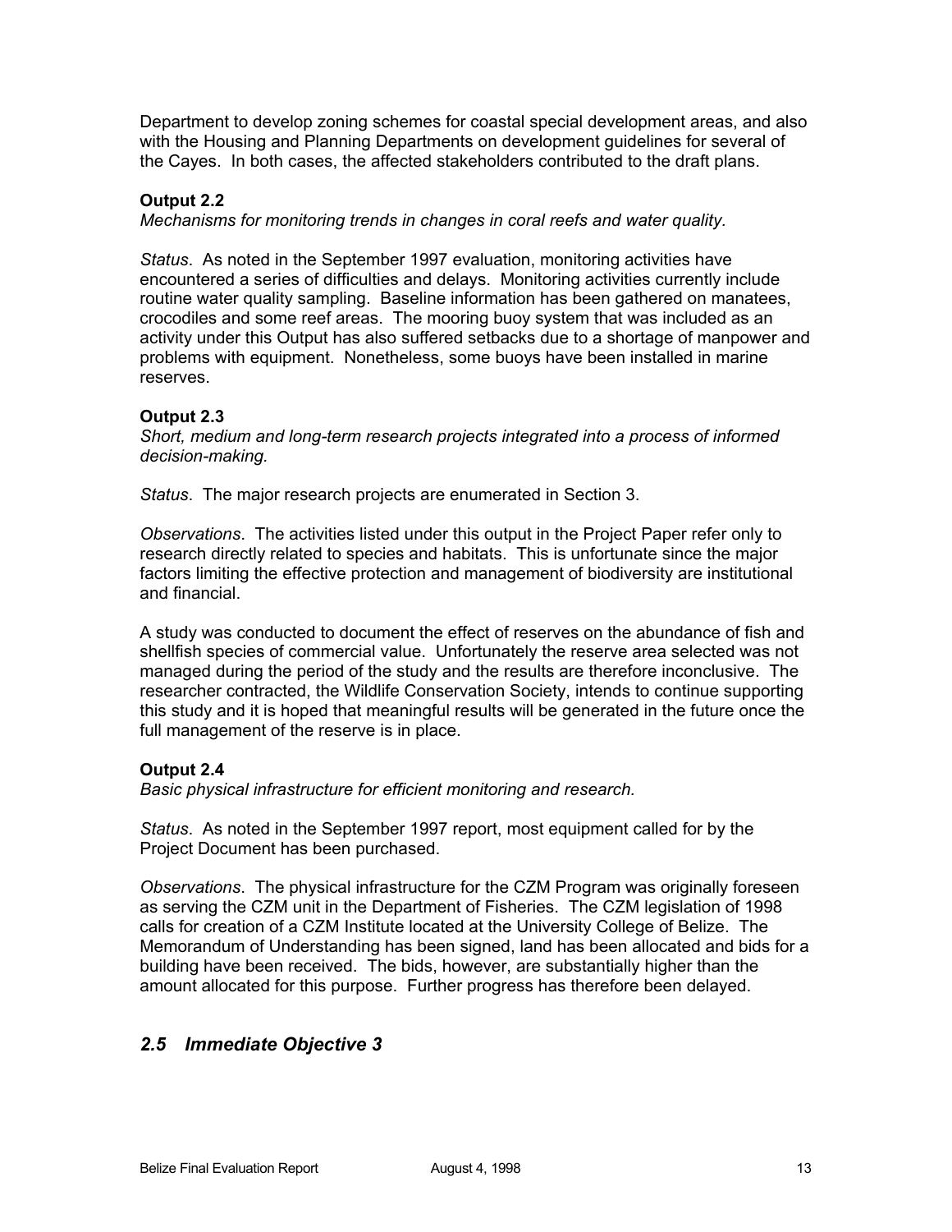Department to develop zoning schemes for coastal special development areas, and also with the Housing and Planning Departments on development guidelines for several of the Cayes. In both cases, the affected stakeholders contributed to the draft plans.

**Output 2.2**

*Mechanisms for monitoring trends in changes in coral reefs and water quality.*

*Status*. As noted in the September 1997 evaluation, monitoring activities have encountered a series of difficulties and delays. Monitoring activities currently include routine water quality sampling. Baseline information has been gathered on manatees, crocodiles and some reef areas. The mooring buoy system that was included as an activity under this Output has also suffered setbacks due to a shortage of manpower and problems with equipment. Nonetheless, some buoys have been installed in marine reserves.

**Output 2.3**

*Short, medium and long-term research projects integrated into a process of informed decision-making.*

*Status*. The major research projects are enumerated in Section 3.

*Observations*. The activities listed under this output in the Project Paper refer only to research directly related to species and habitats. This is unfortunate since the major factors limiting the effective protection and management of biodiversity are institutional and financial.

A study was conducted to document the effect of reserves on the abundance of fish and shellfish species of commercial value. Unfortunately the reserve area selected was not managed during the period of the study and the results are therefore inconclusive. The researcher contracted, the Wildlife Conservation Society, intends to continue supporting this study and it is hoped that meaningful results will be generated in the future once the full management of the reserve is in place.

**Output 2.4**

*Basic physical infrastructure for efficient monitoring and research.*

*Status*. As noted in the September 1997 report, most equipment called for by the Project Document has been purchased.

*Observations*. The physical infrastructure for the CZM Program was originally foreseen as serving the CZM unit in the Department of Fisheries. The CZM legislation of 1998 calls for creation of a CZM Institute located at the University College of Belize. The Memorandum of Understanding has been signed, land has been allocated and bids for a building have been received. The bids, however, are substantially higher than the amount allocated for this purpose. Further progress has therefore been delayed.

## *2.5 Immediate Objective 3*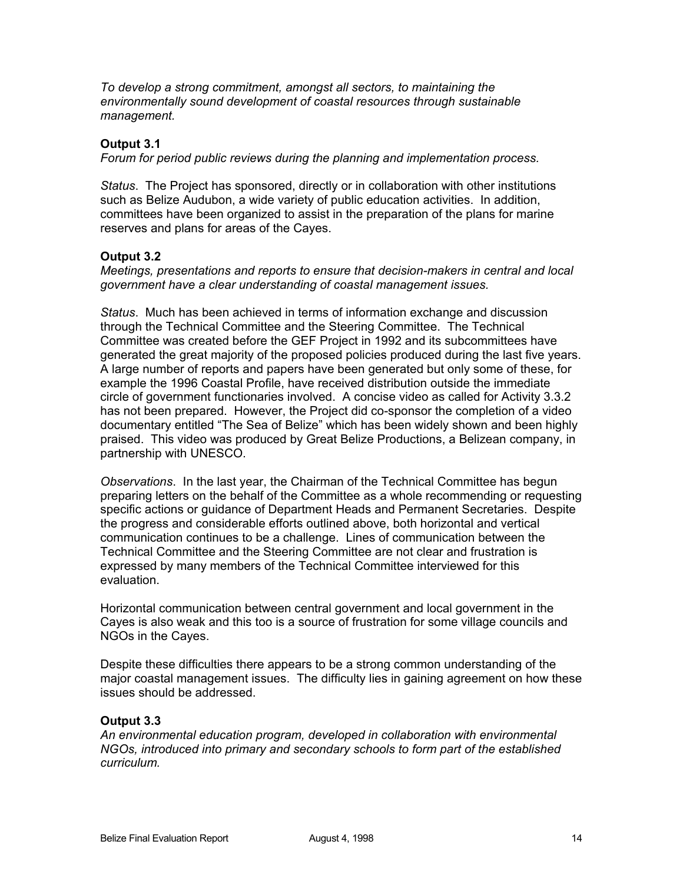*To develop a strong commitment, amongst all sectors, to maintaining the environmentally sound development of coastal resources through sustainable management.*

**Output 3.1**

*Forum for period public reviews during the planning and implementation process.*

*Status*. The Project has sponsored, directly or in collaboration with other institutions such as Belize Audubon, a wide variety of public education activities. In addition, committees have been organized to assist in the preparation of the plans for marine reserves and plans for areas of the Cayes.

**Output 3.2**

*Meetings, presentations and reports to ensure that decision-makers in central and local government have a clear understanding of coastal management issues.*

*Status*. Much has been achieved in terms of information exchange and discussion through the Technical Committee and the Steering Committee. The Technical Committee was created before the GEF Project in 1992 and its subcommittees have generated the great majority of the proposed policies produced during the last five years. A large number of reports and papers have been generated but only some of these, for example the 1996 Coastal Profile, have received distribution outside the immediate circle of government functionaries involved. A concise video as called for Activity 3.3.2 has not been prepared. However, the Project did co-sponsor the completion of a video documentary entitled "The Sea of Belize" which has been widely shown and been highly praised. This video was produced by Great Belize Productions, a Belizean company, in partnership with UNESCO.

*Observations*. In the last year, the Chairman of the Technical Committee has begun preparing letters on the behalf of the Committee as a whole recommending or requesting specific actions or guidance of Department Heads and Permanent Secretaries. Despite the progress and considerable efforts outlined above, both horizontal and vertical communication continues to be a challenge. Lines of communication between the Technical Committee and the Steering Committee are not clear and frustration is expressed by many members of the Technical Committee interviewed for this evaluation.

Horizontal communication between central government and local government in the Cayes is also weak and this too is a source of frustration for some village councils and NGOs in the Cayes.

Despite these difficulties there appears to be a strong common understanding of the major coastal management issues. The difficulty lies in gaining agreement on how these issues should be addressed.

**Output 3.3**

*An environmental education program, developed in collaboration with environmental NGOs, introduced into primary and secondary schools to form part of the established curriculum.*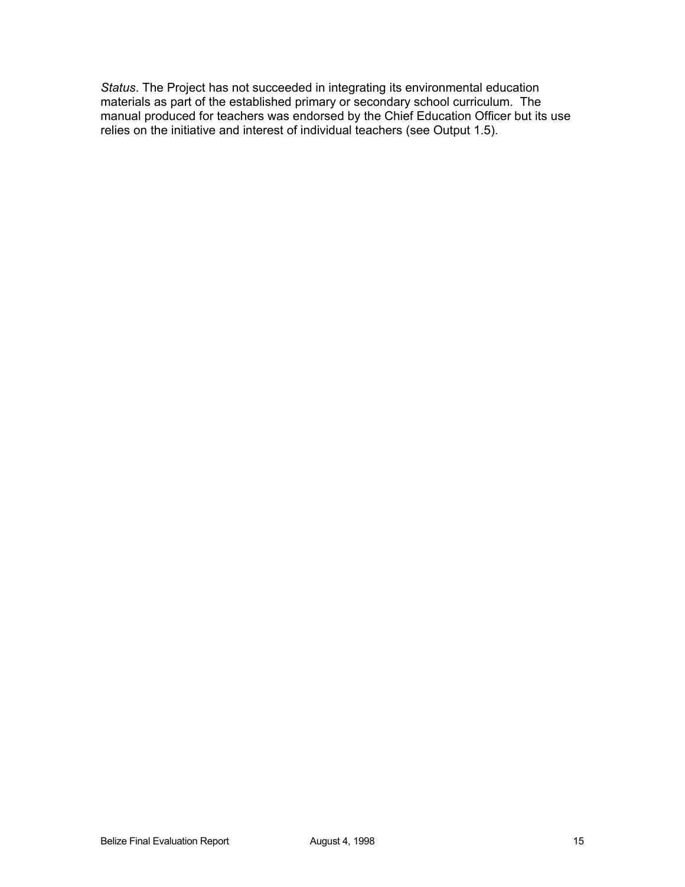*Status*. The Project has not succeeded in integrating its environmental education materials as part of the established primary or secondary school curriculum. The manual produced for teachers was endorsed by the Chief Education Officer but its use relies on the initiative and interest of individual teachers (see Output 1.5).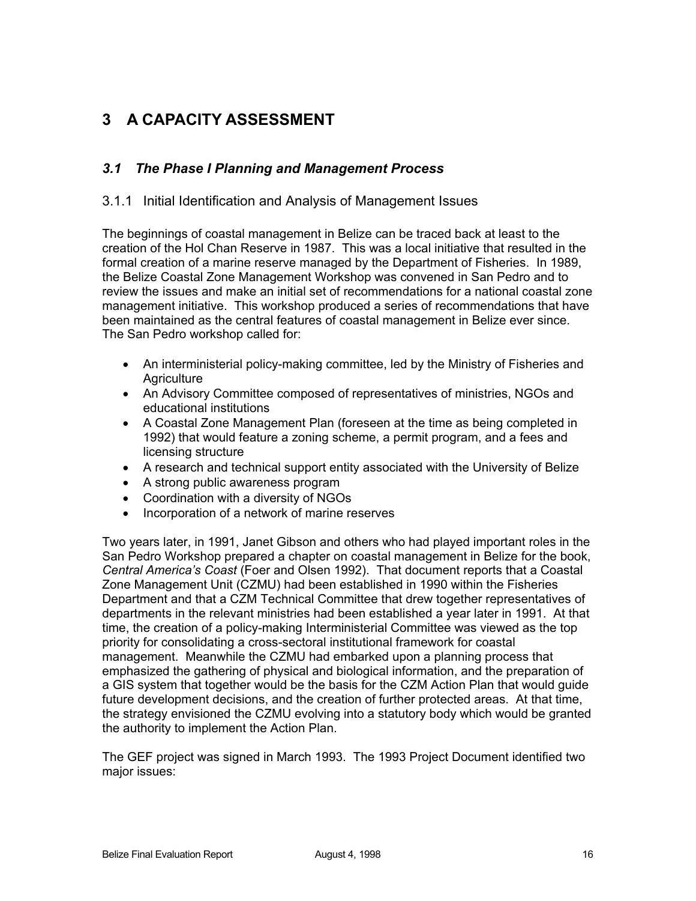# 3 A CAPACITY ASSESSMENT

## *3.1 The Phase I Planning and Management Process*

### 3.1.1 Initial Identification and Analysis of Management Issues

The beginnings of coastal management in Belize can be traced back at least to the creation of the Hol Chan Reserve in 1987. This was a local initiative that resulted in the formal creation of a marine reserve managed by the Department of Fisheries. In 1989, the Belize Coastal Zone Management Workshop was convened in San Pedro and to review the issues and make an initial set of recommendations for a national coastal zone management initiative. This workshop produced a series of recommendations that have been maintained as the central features of coastal management in Belize ever since. The San Pedro workshop called for:

- An interministerial policy-making committee, led by the Ministry of Fisheries and Agriculture
- An Advisory Committee composed of representatives of ministries, NGOs and educational institutions
- A Coastal Zone Management Plan (foreseen at the time as being completed in 1992) that would feature a zoning scheme, a permit program, and a fees and licensing structure
- A research and technical support entity associated with the University of Belize
- A strong public awareness program
- Coordination with a diversity of NGOs
- Incorporation of a network of marine reserves

Two years later, in 1991, Janet Gibson and others who had played important roles in the San Pedro Workshop prepared a chapter on coastal management in Belize for the book, *Central America's Coast* (Foer and Olsen 1992). That document reports that a Coastal Zone Management Unit (CZMU) had been established in 1990 within the Fisheries Department and that a CZM Technical Committee that drew together representatives of departments in the relevant ministries had been established a year later in 1991. At that time, the creation of a policy-making Interministerial Committee was viewed as the top priority for consolidating a cross-sectoral institutional framework for coastal management. Meanwhile the CZMU had embarked upon a planning process that emphasized the gathering of physical and biological information, and the preparation of a GIS system that together would be the basis for the CZM Action Plan that would guide future development decisions, and the creation of further protected areas. At that time, the strategy envisioned the CZMU evolving into a statutory body which would be granted the authority to implement the Action Plan.

The GEF project was signed in March 1993. The 1993 Project Document identified two major issues: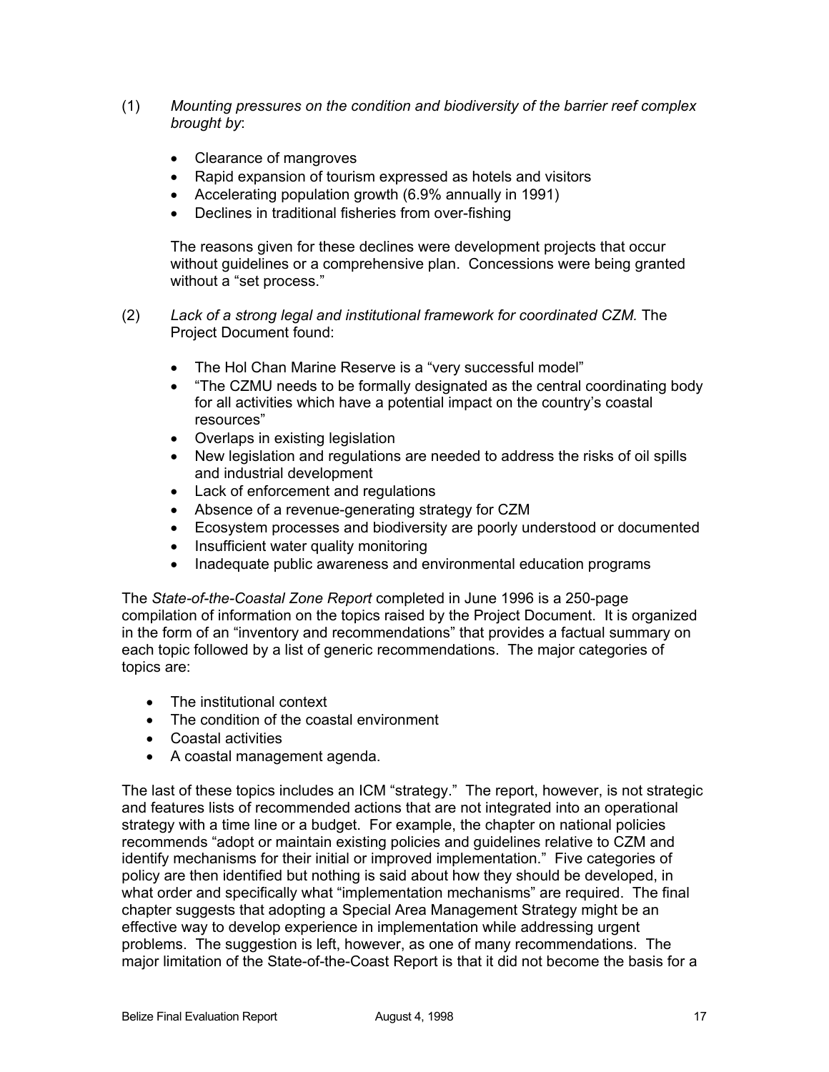(1) *Mounting pressures on the condition and biodiversity of the barrier reef complex brought by*:

- Clearance of mangroves
- Rapid expansion of tourism expressed as hotels and visitors
- Accelerating population growth (6.9% annually in 1991)
- Declines in traditional fisheries from over-fishing

The reasons given for these declines were development projects that occur without guidelines or a comprehensive plan. Concessions were being granted without a "set process."

(2) *Lack of a strong legal and institutional framework for coordinated CZM.* The Project Document found:

- The Hol Chan Marine Reserve is a "very successful model"
- "The CZMU needs to be formally designated as the central coordinating body for all activities which have a potential impact on the country's coastal resources"
- Overlaps in existing legislation
- New legislation and regulations are needed to address the risks of oil spills and industrial development
- Lack of enforcement and regulations
- Absence of a revenue-generating strategy for CZM
- Ecosystem processes and biodiversity are poorly understood or documented
- Insufficient water quality monitoring
- Inadequate public awareness and environmental education programs

The *State-of-the-Coastal Zone Report* completed in June 1996 is a 250-page compilation of information on the topics raised by the Project Document. It is organized in the form of an "inventory and recommendations" that provides a factual summary on each topic followed by a list of generic recommendations. The major categories of topics are:

- The institutional context
- The condition of the coastal environment
- Coastal activities
- A coastal management agenda.

The last of these topics includes an ICM "strategy." The report, however, is not strategic and features lists of recommended actions that are not integrated into an operational strategy with a time line or a budget. For example, the chapter on national policies recommends "adopt or maintain existing policies and guidelines relative to CZM and identify mechanisms for their initial or improved implementation." Five categories of policy are then identified but nothing is said about how they should be developed, in what order and specifically what "implementation mechanisms" are required. The final chapter suggests that adopting a Special Area Management Strategy might be an effective way to develop experience in implementation while addressing urgent problems. The suggestion is left, however, as one of many recommendations. The major limitation of the State-of-the-Coast Report is that it did not become the basis for a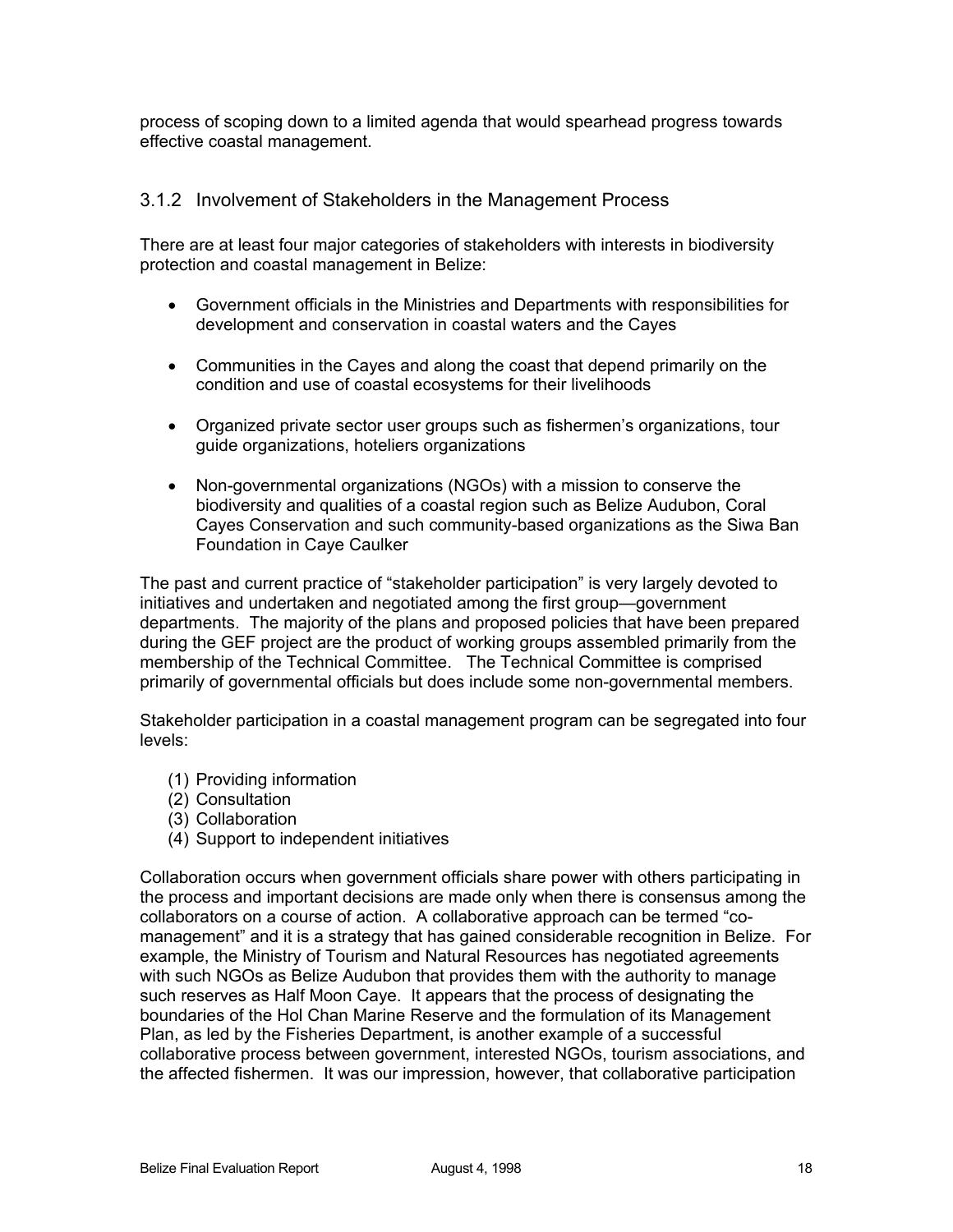process of scoping down to a limited agenda that would spearhead progress towards effective coastal management.

### 3.1.2 Involvement of Stakeholders in the Management Process

There are at least four major categories of stakeholders with interests in biodiversity protection and coastal management in Belize:

- Government officials in the Ministries and Departments with responsibilities for development and conservation in coastal waters and the Cayes
- Communities in the Cayes and along the coast that depend primarily on the condition and use of coastal ecosystems for their livelihoods
- Organized private sector user groups such as fishermen's organizations, tour guide organizations, hoteliers organizations
- Non-governmental organizations (NGOs) with a mission to conserve the biodiversity and qualities of a coastal region such as Belize Audubon, Coral Cayes Conservation and such community-based organizations as the Siwa Ban Foundation in Caye Caulker

The past and current practice of "stakeholder participation" is very largely devoted to initiatives and undertaken and negotiated among the first group—government departments. The majority of the plans and proposed policies that have been prepared during the GEF project are the product of working groups assembled primarily from the membership of the Technical Committee. The Technical Committee is comprised primarily of governmental officials but does include some non-governmental members.

Stakeholder participation in a coastal management program can be segregated into four levels:

(1) Providing information
(2) Consultation
(3) Collaboration
(4) Support to independent initiatives

Collaboration occurs when government officials share power with others participating in the process and important decisions are made only when there is consensus among the collaborators on a course of action. A collaborative approach can be termed "co-management" and it is a strategy that has gained considerable recognition in Belize. For example, the Ministry of Tourism and Natural Resources has negotiated agreements with such NGOs as Belize Audubon that provides them with the authority to manage such reserves as Half Moon Caye. It appears that the process of designating the boundaries of the Hol Chan Marine Reserve and the formulation of its Management Plan, as led by the Fisheries Department, is another example of a successful collaborative process between government, interested NGOs, tourism associations, and the affected fishermen. It was our impression, however, that collaborative participation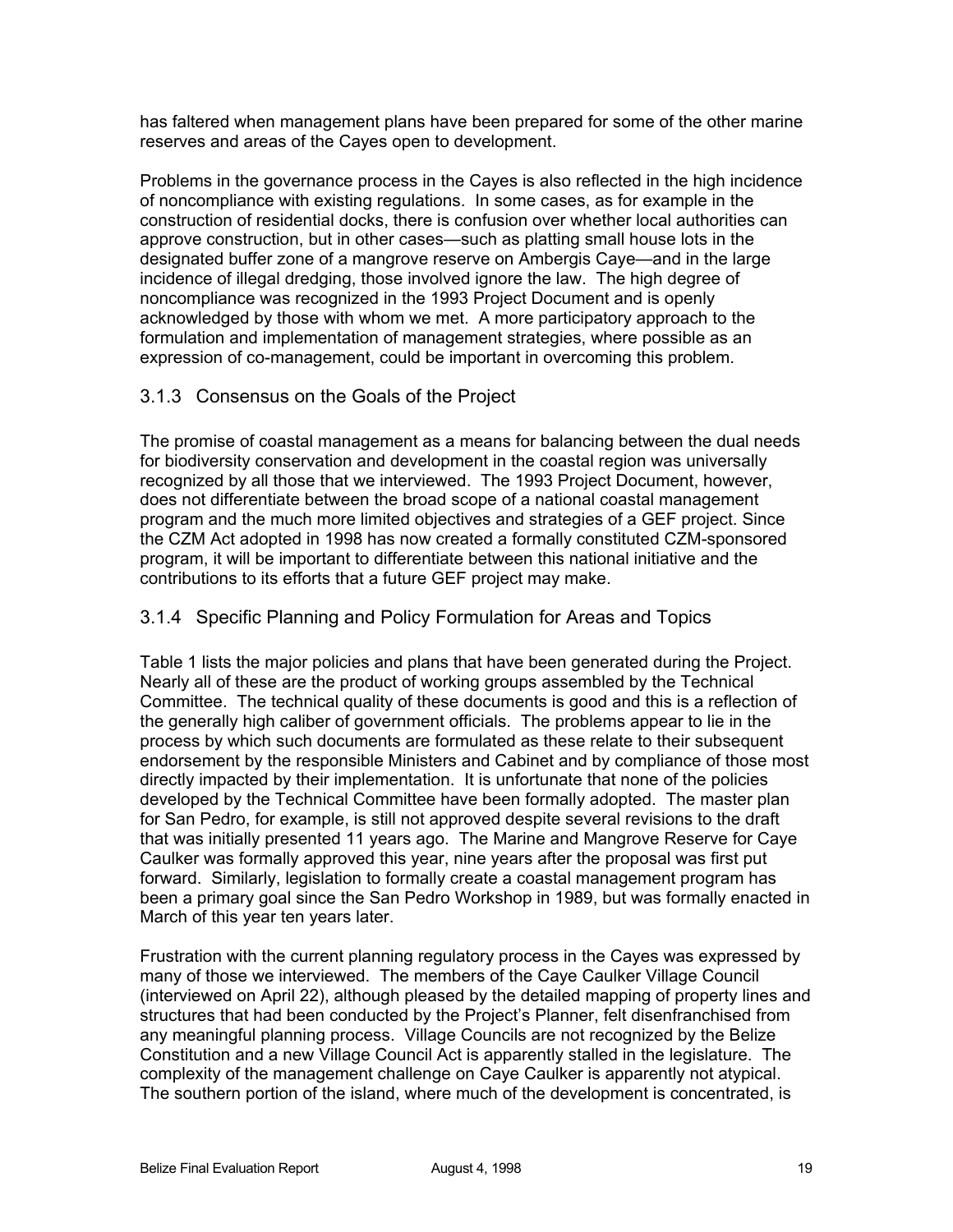has faltered when management plans have been prepared for some of the other marine reserves and areas of the Cayes open to development.

Problems in the governance process in the Cayes is also reflected in the high incidence of noncompliance with existing regulations. In some cases, as for example in the construction of residential docks, there is confusion over whether local authorities can approve construction, but in other cases—such as platting small house lots in the designated buffer zone of a mangrove reserve on Ambergis Caye—and in the large incidence of illegal dredging, those involved ignore the law. The high degree of noncompliance was recognized in the 1993 Project Document and is openly acknowledged by those with whom we met. A more participatory approach to the formulation and implementation of management strategies, where possible as an expression of co-management, could be important in overcoming this problem.

### 3.1.3 Consensus on the Goals of the Project

The promise of coastal management as a means for balancing between the dual needs for biodiversity conservation and development in the coastal region was universally recognized by all those that we interviewed. The 1993 Project Document, however, does not differentiate between the broad scope of a national coastal management program and the much more limited objectives and strategies of a GEF project. Since the CZM Act adopted in 1998 has now created a formally constituted CZM-sponsored program, it will be important to differentiate between this national initiative and the contributions to its efforts that a future GEF project may make.

### 3.1.4 Specific Planning and Policy Formulation for Areas and Topics

Table 1 lists the major policies and plans that have been generated during the Project. Nearly all of these are the product of working groups assembled by the Technical Committee. The technical quality of these documents is good and this is a reflection of the generally high caliber of government officials. The problems appear to lie in the process by which such documents are formulated as these relate to their subsequent endorsement by the responsible Ministers and Cabinet and by compliance of those most directly impacted by their implementation. It is unfortunate that none of the policies developed by the Technical Committee have been formally adopted. The master plan for San Pedro, for example, is still not approved despite several revisions to the draft that was initially presented 11 years ago. The Marine and Mangrove Reserve for Caye Caulker was formally approved this year, nine years after the proposal was first put forward. Similarly, legislation to formally create a coastal management program has been a primary goal since the San Pedro Workshop in 1989, but was formally enacted in March of this year ten years later.

Frustration with the current planning regulatory process in the Cayes was expressed by many of those we interviewed. The members of the Caye Caulker Village Council (interviewed on April 22), although pleased by the detailed mapping of property lines and structures that had been conducted by the Project's Planner, felt disenfranchised from any meaningful planning process. Village Councils are not recognized by the Belize Constitution and a new Village Council Act is apparently stalled in the legislature. The complexity of the management challenge on Caye Caulker is apparently not atypical. The southern portion of the island, where much of the development is concentrated, is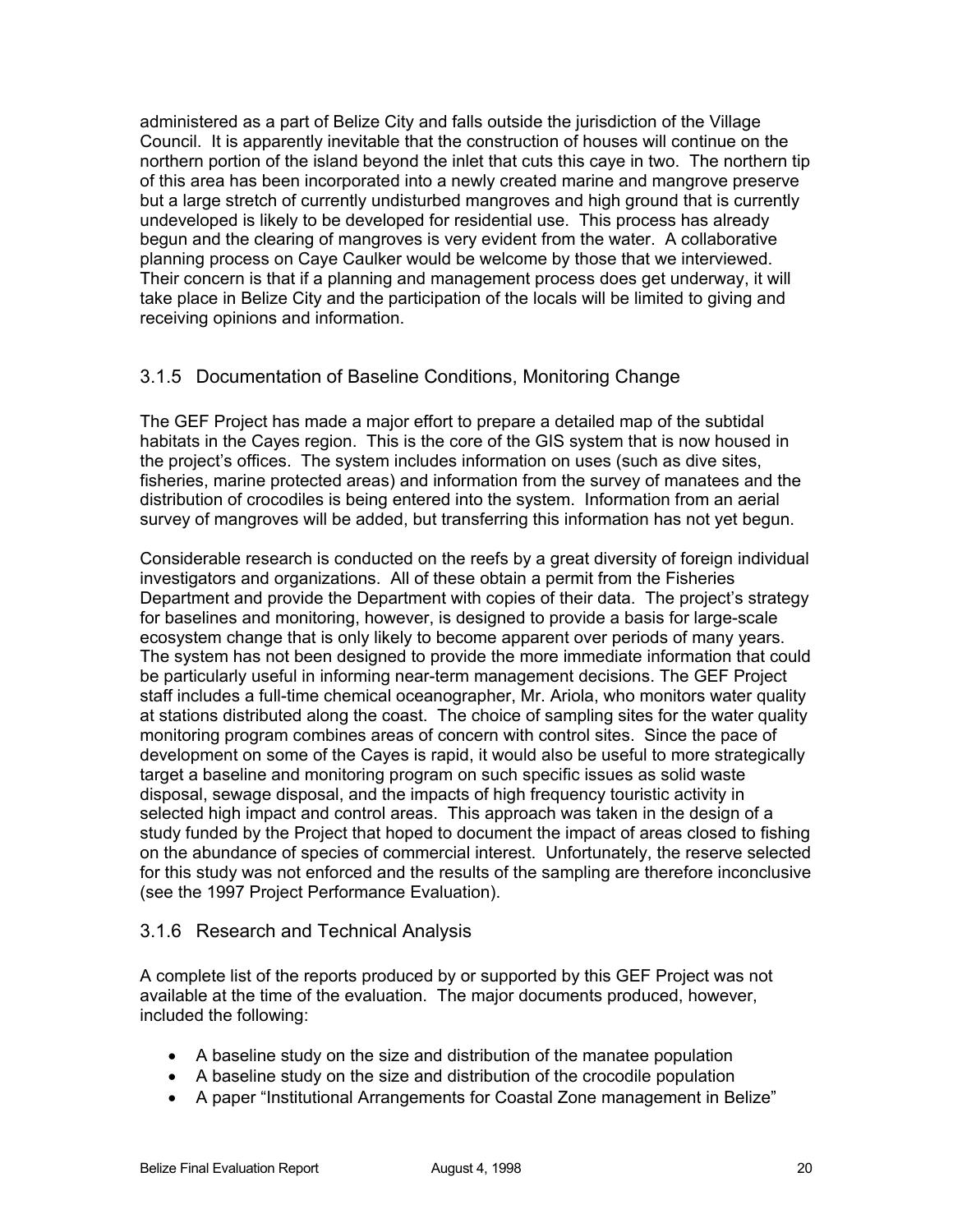administered as a part of Belize City and falls outside the jurisdiction of the Village Council. It is apparently inevitable that the construction of houses will continue on the northern portion of the island beyond the inlet that cuts this caye in two. The northern tip of this area has been incorporated into a newly created marine and mangrove preserve but a large stretch of currently undisturbed mangroves and high ground that is currently undeveloped is likely to be developed for residential use. This process has already begun and the clearing of mangroves is very evident from the water. A collaborative planning process on Caye Caulker would be welcome by those that we interviewed. Their concern is that if a planning and management process does get underway, it will take place in Belize City and the participation of the locals will be limited to giving and receiving opinions and information.

### 3.1.5 Documentation of Baseline Conditions, Monitoring Change

The GEF Project has made a major effort to prepare a detailed map of the subtidal habitats in the Cayes region. This is the core of the GIS system that is now housed in the project's offices. The system includes information on uses (such as dive sites, fisheries, marine protected areas) and information from the survey of manatees and the distribution of crocodiles is being entered into the system. Information from an aerial survey of mangroves will be added, but transferring this information has not yet begun.

Considerable research is conducted on the reefs by a great diversity of foreign individual investigators and organizations. All of these obtain a permit from the Fisheries Department and provide the Department with copies of their data. The project's strategy for baselines and monitoring, however, is designed to provide a basis for large-scale ecosystem change that is only likely to become apparent over periods of many years. The system has not been designed to provide the more immediate information that could be particularly useful in informing near-term management decisions. The GEF Project staff includes a full-time chemical oceanographer, Mr. Ariola, who monitors water quality at stations distributed along the coast. The choice of sampling sites for the water quality monitoring program combines areas of concern with control sites. Since the pace of development on some of the Cayes is rapid, it would also be useful to more strategically target a baseline and monitoring program on such specific issues as solid waste disposal, sewage disposal, and the impacts of high frequency touristic activity in selected high impact and control areas. This approach was taken in the design of a study funded by the Project that hoped to document the impact of areas closed to fishing on the abundance of species of commercial interest. Unfortunately, the reserve selected for this study was not enforced and the results of the sampling are therefore inconclusive (see the 1997 Project Performance Evaluation).

### 3.1.6 Research and Technical Analysis

A complete list of the reports produced by or supported by this GEF Project was not available at the time of the evaluation. The major documents produced, however, included the following:

- A baseline study on the size and distribution of the manatee population
- A baseline study on the size and distribution of the crocodile population
- A paper "Institutional Arrangements for Coastal Zone management in Belize"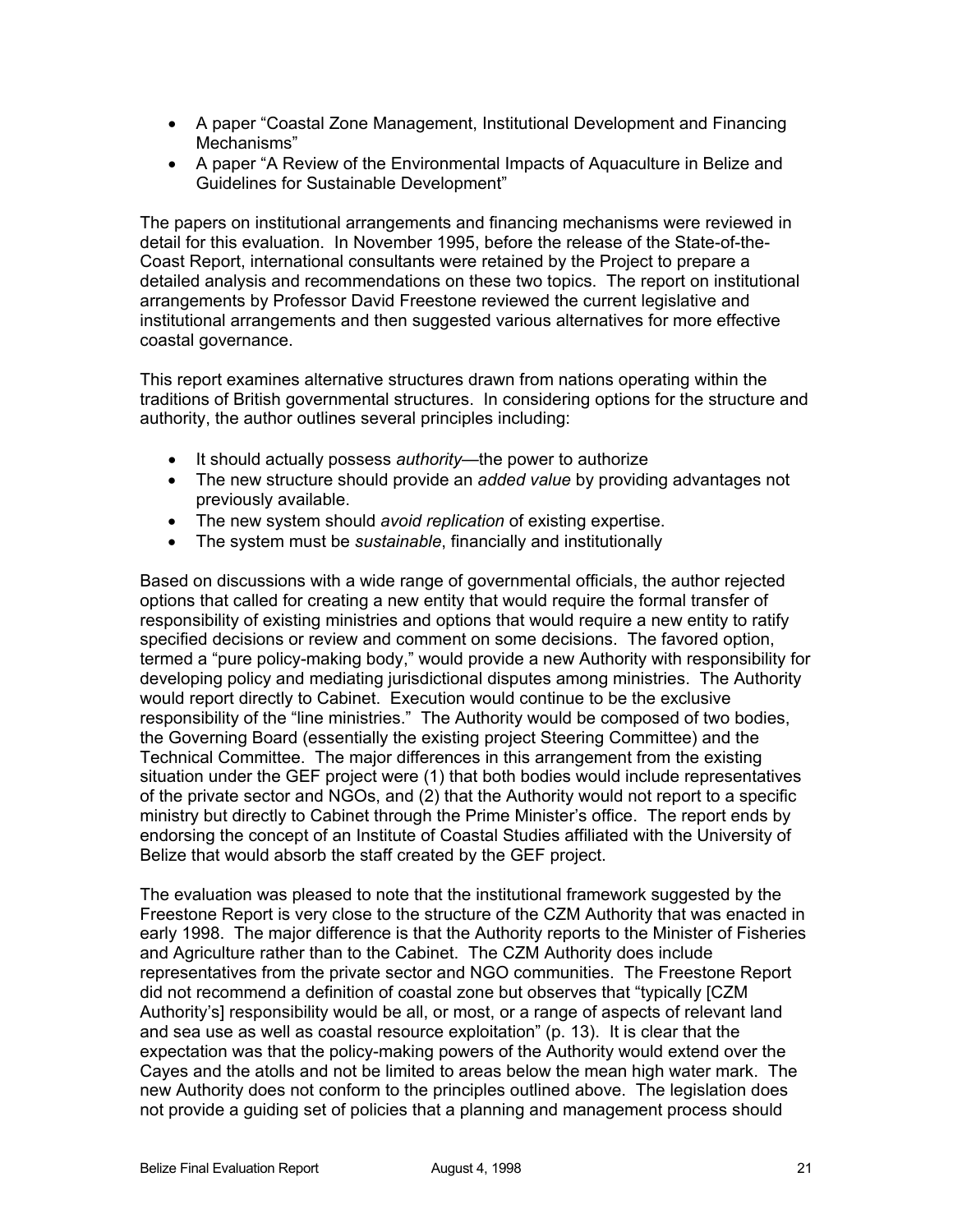- A paper "Coastal Zone Management, Institutional Development and Financing Mechanisms"
- A paper "A Review of the Environmental Impacts of Aquaculture in Belize and Guidelines for Sustainable Development"

The papers on institutional arrangements and financing mechanisms were reviewed in detail for this evaluation. In November 1995, before the release of the State-of-the-Coast Report, international consultants were retained by the Project to prepare a detailed analysis and recommendations on these two topics. The report on institutional arrangements by Professor David Freestone reviewed the current legislative and institutional arrangements and then suggested various alternatives for more effective coastal governance.

This report examines alternative structures drawn from nations operating within the traditions of British governmental structures. In considering options for the structure and authority, the author outlines several principles including:

- It should actually possess *authority*—the power to authorize
- The new structure should provide an *added value* by providing advantages not previously available.
- The new system should *avoid replication* of existing expertise.
- The system must be *sustainable*, financially and institutionally

Based on discussions with a wide range of governmental officials, the author rejected options that called for creating a new entity that would require the formal transfer of responsibility of existing ministries and options that would require a new entity to ratify specified decisions or review and comment on some decisions. The favored option, termed a "pure policy-making body," would provide a new Authority with responsibility for developing policy and mediating jurisdictional disputes among ministries. The Authority would report directly to Cabinet. Execution would continue to be the exclusive responsibility of the "line ministries." The Authority would be composed of two bodies, the Governing Board (essentially the existing project Steering Committee) and the Technical Committee. The major differences in this arrangement from the existing situation under the GEF project were (1) that both bodies would include representatives of the private sector and NGOs, and (2) that the Authority would not report to a specific ministry but directly to Cabinet through the Prime Minister's office. The report ends by endorsing the concept of an Institute of Coastal Studies affiliated with the University of Belize that would absorb the staff created by the GEF project.

The evaluation was pleased to note that the institutional framework suggested by the Freestone Report is very close to the structure of the CZM Authority that was enacted in early 1998. The major difference is that the Authority reports to the Minister of Fisheries and Agriculture rather than to the Cabinet. The CZM Authority does include representatives from the private sector and NGO communities. The Freestone Report did not recommend a definition of coastal zone but observes that "typically [CZM Authority's] responsibility would be all, or most, or a range of aspects of relevant land and sea use as well as coastal resource exploitation" (p. 13). It is clear that the expectation was that the policy-making powers of the Authority would extend over the Cayes and the atolls and not be limited to areas below the mean high water mark. The new Authority does not conform to the principles outlined above. The legislation does not provide a guiding set of policies that a planning and management process should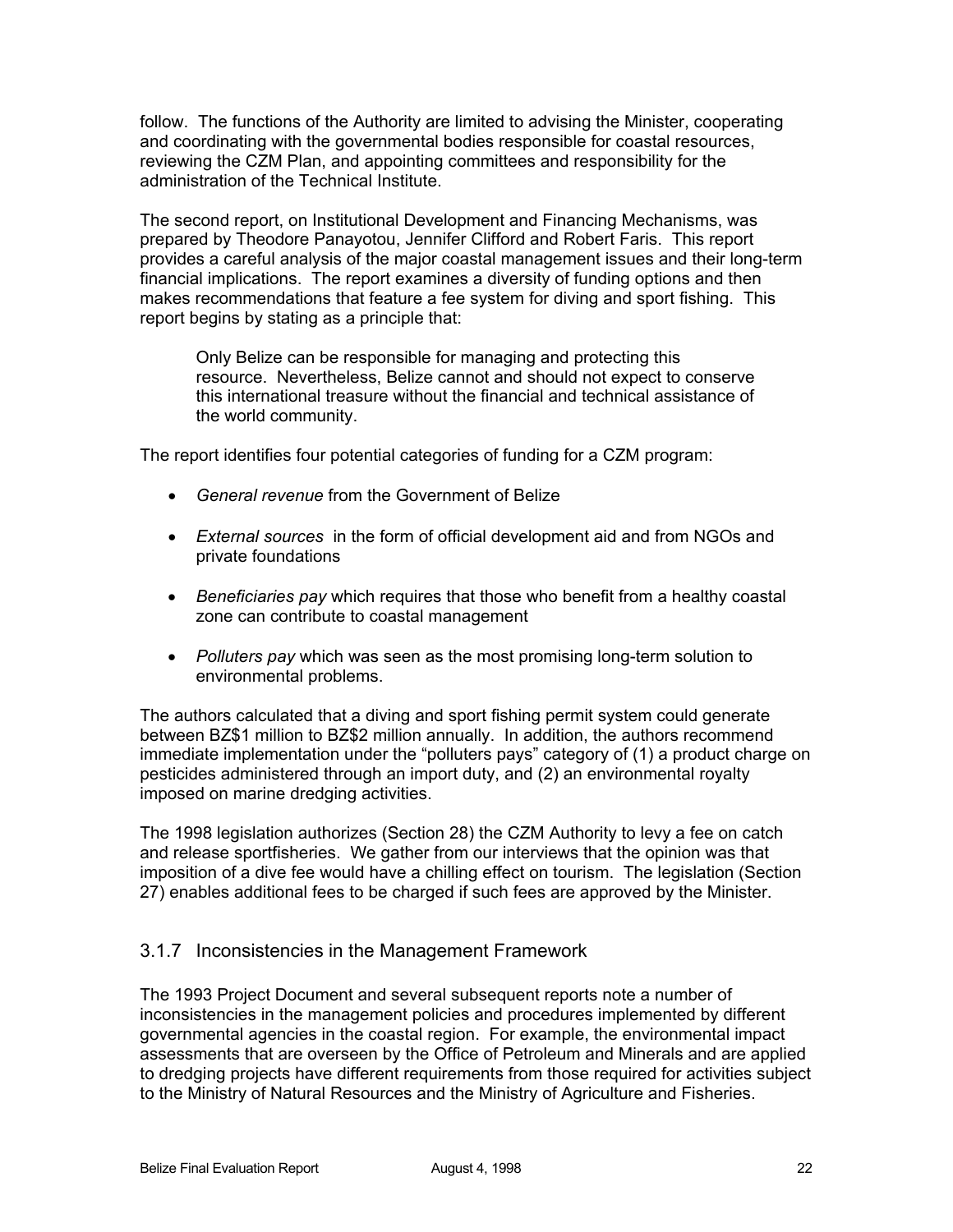follow. The functions of the Authority are limited to advising the Minister, cooperating and coordinating with the governmental bodies responsible for coastal resources, reviewing the CZM Plan, and appointing committees and responsibility for the administration of the Technical Institute.

The second report, on Institutional Development and Financing Mechanisms, was prepared by Theodore Panayotou, Jennifer Clifford and Robert Faris. This report provides a careful analysis of the major coastal management issues and their long-term financial implications. The report examines a diversity of funding options and then makes recommendations that feature a fee system for diving and sport fishing. This report begins by stating as a principle that:

> Only Belize can be responsible for managing and protecting this resource. Nevertheless, Belize cannot and should not expect to conserve this international treasure without the financial and technical assistance of the world community.

The report identifies four potential categories of funding for a CZM program:

- *General revenue* from the Government of Belize
- *External sources* in the form of official development aid and from NGOs and private foundations
- *Beneficiaries pay* which requires that those who benefit from a healthy coastal zone can contribute to coastal management
- *Polluters pay* which was seen as the most promising long-term solution to environmental problems.

The authors calculated that a diving and sport fishing permit system could generate between BZ$1 million to BZ$2 million annually. In addition, the authors recommend immediate implementation under the "polluters pays" category of (1) a product charge on pesticides administered through an import duty, and (2) an environmental royalty imposed on marine dredging activities.

The 1998 legislation authorizes (Section 28) the CZM Authority to levy a fee on catch and release sportfisheries. We gather from our interviews that the opinion was that imposition of a dive fee would have a chilling effect on tourism. The legislation (Section 27) enables additional fees to be charged if such fees are approved by the Minister.

### 3.1.7 Inconsistencies in the Management Framework

The 1993 Project Document and several subsequent reports note a number of inconsistencies in the management policies and procedures implemented by different governmental agencies in the coastal region. For example, the environmental impact assessments that are overseen by the Office of Petroleum and Minerals and are applied to dredging projects have different requirements from those required for activities subject to the Ministry of Natural Resources and the Ministry of Agriculture and Fisheries.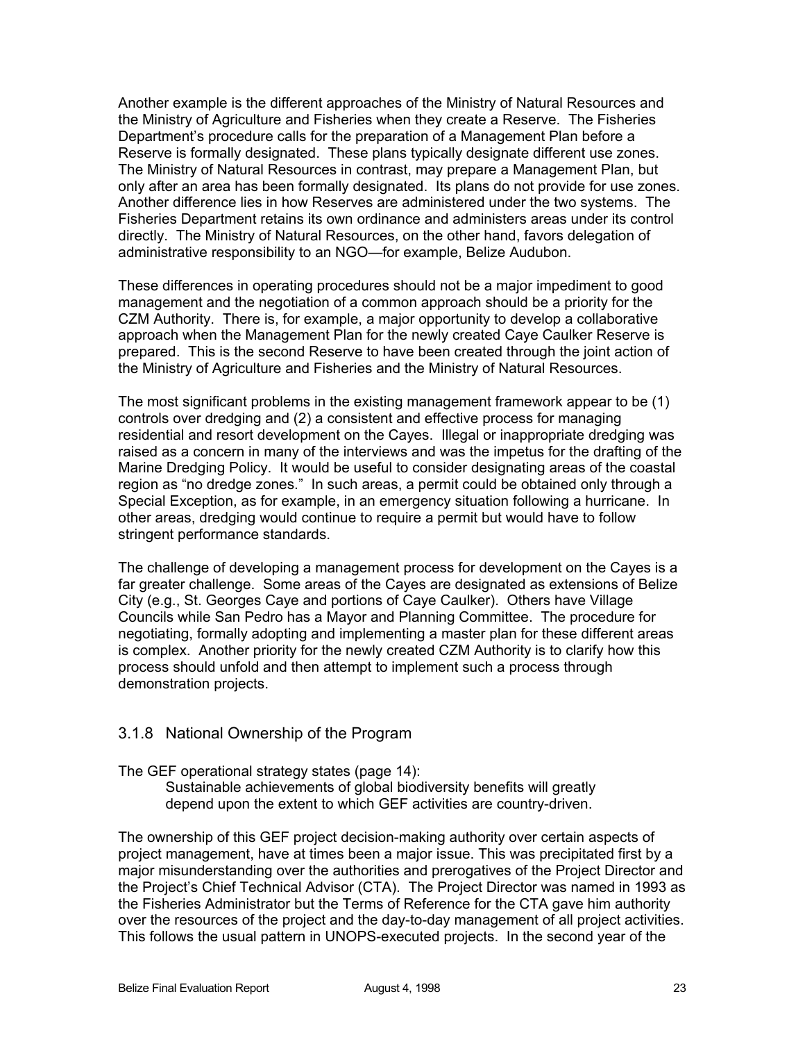Another example is the different approaches of the Ministry of Natural Resources and the Ministry of Agriculture and Fisheries when they create a Reserve. The Fisheries Department's procedure calls for the preparation of a Management Plan before a Reserve is formally designated. These plans typically designate different use zones. The Ministry of Natural Resources in contrast, may prepare a Management Plan, but only after an area has been formally designated. Its plans do not provide for use zones. Another difference lies in how Reserves are administered under the two systems. The Fisheries Department retains its own ordinance and administers areas under its control directly. The Ministry of Natural Resources, on the other hand, favors delegation of administrative responsibility to an NGO—for example, Belize Audubon.

These differences in operating procedures should not be a major impediment to good management and the negotiation of a common approach should be a priority for the CZM Authority. There is, for example, a major opportunity to develop a collaborative approach when the Management Plan for the newly created Caye Caulker Reserve is prepared. This is the second Reserve to have been created through the joint action of the Ministry of Agriculture and Fisheries and the Ministry of Natural Resources.

The most significant problems in the existing management framework appear to be (1) controls over dredging and (2) a consistent and effective process for managing residential and resort development on the Cayes. Illegal or inappropriate dredging was raised as a concern in many of the interviews and was the impetus for the drafting of the Marine Dredging Policy. It would be useful to consider designating areas of the coastal region as "no dredge zones." In such areas, a permit could be obtained only through a Special Exception, as for example, in an emergency situation following a hurricane. In other areas, dredging would continue to require a permit but would have to follow stringent performance standards.

The challenge of developing a management process for development on the Cayes is a far greater challenge. Some areas of the Cayes are designated as extensions of Belize City (e.g., St. Georges Caye and portions of Caye Caulker). Others have Village Councils while San Pedro has a Mayor and Planning Committee. The procedure for negotiating, formally adopting and implementing a master plan for these different areas is complex. Another priority for the newly created CZM Authority is to clarify how this process should unfold and then attempt to implement such a process through demonstration projects.

### 3.1.8 National Ownership of the Program

The GEF operational strategy states (page 14):

> Sustainable achievements of global biodiversity benefits will greatly depend upon the extent to which GEF activities are country-driven.

The ownership of this GEF project decision-making authority over certain aspects of project management, have at times been a major issue. This was precipitated first by a major misunderstanding over the authorities and prerogatives of the Project Director and the Project's Chief Technical Advisor (CTA). The Project Director was named in 1993 as the Fisheries Administrator but the Terms of Reference for the CTA gave him authority over the resources of the project and the day-to-day management of all project activities. This follows the usual pattern in UNOPS-executed projects. In the second year of the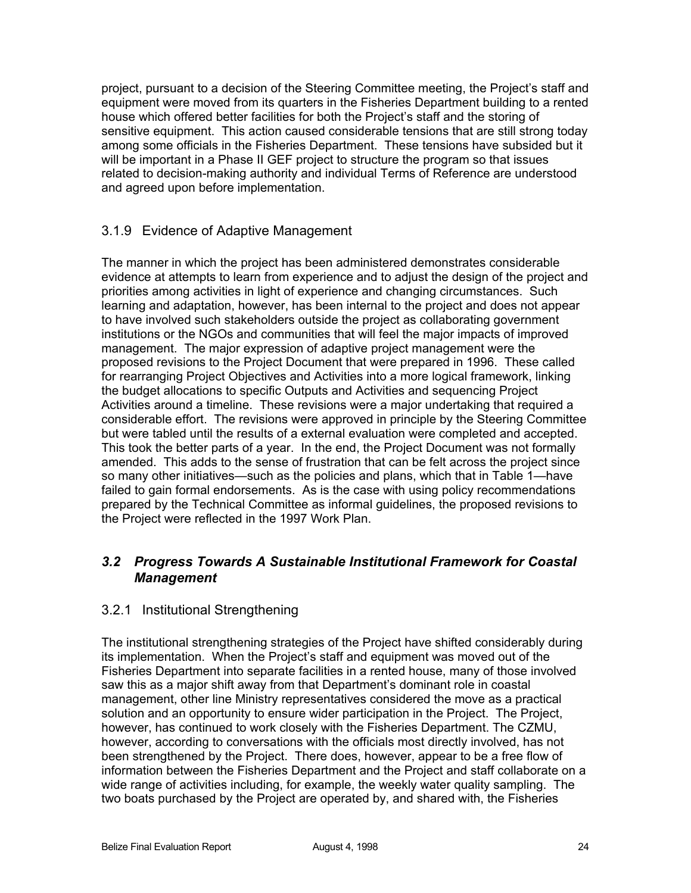project, pursuant to a decision of the Steering Committee meeting, the Project's staff and equipment were moved from its quarters in the Fisheries Department building to a rented house which offered better facilities for both the Project's staff and the storing of sensitive equipment. This action caused considerable tensions that are still strong today among some officials in the Fisheries Department. These tensions have subsided but it will be important in a Phase II GEF project to structure the program so that issues related to decision-making authority and individual Terms of Reference are understood and agreed upon before implementation.

### 3.1.9 Evidence of Adaptive Management

The manner in which the project has been administered demonstrates considerable evidence at attempts to learn from experience and to adjust the design of the project and priorities among activities in light of experience and changing circumstances. Such learning and adaptation, however, has been internal to the project and does not appear to have involved such stakeholders outside the project as collaborating government institutions or the NGOs and communities that will feel the major impacts of improved management. The major expression of adaptive project management were the proposed revisions to the Project Document that were prepared in 1996. These called for rearranging Project Objectives and Activities into a more logical framework, linking the budget allocations to specific Outputs and Activities and sequencing Project Activities around a timeline. These revisions were a major undertaking that required a considerable effort. The revisions were approved in principle by the Steering Committee but were tabled until the results of a external evaluation were completed and accepted. This took the better parts of a year. In the end, the Project Document was not formally amended. This adds to the sense of frustration that can be felt across the project since so many other initiatives—such as the policies and plans, which that in Table 1—have failed to gain formal endorsements. As is the case with using policy recommendations prepared by the Technical Committee as informal guidelines, the proposed revisions to the Project were reflected in the 1997 Work Plan.

## *3.2 Progress Towards A Sustainable Institutional Framework for Coastal Management*

### 3.2.1 Institutional Strengthening

The institutional strengthening strategies of the Project have shifted considerably during its implementation. When the Project's staff and equipment was moved out of the Fisheries Department into separate facilities in a rented house, many of those involved saw this as a major shift away from that Department's dominant role in coastal management, other line Ministry representatives considered the move as a practical solution and an opportunity to ensure wider participation in the Project. The Project, however, has continued to work closely with the Fisheries Department. The CZMU, however, according to conversations with the officials most directly involved, has not been strengthened by the Project. There does, however, appear to be a free flow of information between the Fisheries Department and the Project and staff collaborate on a wide range of activities including, for example, the weekly water quality sampling. The two boats purchased by the Project are operated by, and shared with, the Fisheries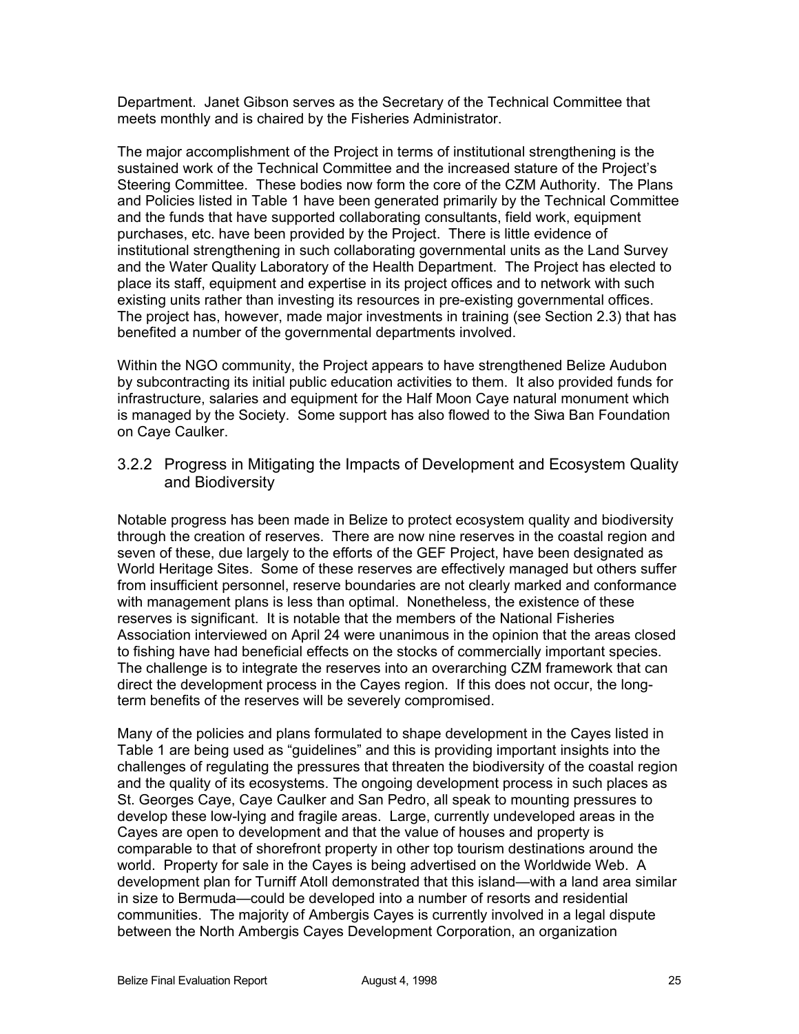Department. Janet Gibson serves as the Secretary of the Technical Committee that meets monthly and is chaired by the Fisheries Administrator.

The major accomplishment of the Project in terms of institutional strengthening is the sustained work of the Technical Committee and the increased stature of the Project's Steering Committee. These bodies now form the core of the CZM Authority. The Plans and Policies listed in Table 1 have been generated primarily by the Technical Committee and the funds that have supported collaborating consultants, field work, equipment purchases, etc. have been provided by the Project. There is little evidence of institutional strengthening in such collaborating governmental units as the Land Survey and the Water Quality Laboratory of the Health Department. The Project has elected to place its staff, equipment and expertise in its project offices and to network with such existing units rather than investing its resources in pre-existing governmental offices. The project has, however, made major investments in training (see Section 2.3) that has benefited a number of the governmental departments involved.

Within the NGO community, the Project appears to have strengthened Belize Audubon by subcontracting its initial public education activities to them. It also provided funds for infrastructure, salaries and equipment for the Half Moon Caye natural monument which is managed by the Society. Some support has also flowed to the Siwa Ban Foundation on Caye Caulker.

### 3.2.2 Progress in Mitigating the Impacts of Development and Ecosystem Quality and Biodiversity

Notable progress has been made in Belize to protect ecosystem quality and biodiversity through the creation of reserves. There are now nine reserves in the coastal region and seven of these, due largely to the efforts of the GEF Project, have been designated as World Heritage Sites. Some of these reserves are effectively managed but others suffer from insufficient personnel, reserve boundaries are not clearly marked and conformance with management plans is less than optimal. Nonetheless, the existence of these reserves is significant. It is notable that the members of the National Fisheries Association interviewed on April 24 were unanimous in the opinion that the areas closed to fishing have had beneficial effects on the stocks of commercially important species. The challenge is to integrate the reserves into an overarching CZM framework that can direct the development process in the Cayes region. If this does not occur, the long-term benefits of the reserves will be severely compromised.

Many of the policies and plans formulated to shape development in the Cayes listed in Table 1 are being used as "guidelines" and this is providing important insights into the challenges of regulating the pressures that threaten the biodiversity of the coastal region and the quality of its ecosystems. The ongoing development process in such places as St. Georges Caye, Caye Caulker and San Pedro, all speak to mounting pressures to develop these low-lying and fragile areas. Large, currently undeveloped areas in the Cayes are open to development and that the value of houses and property is comparable to that of shorefront property in other top tourism destinations around the world. Property for sale in the Cayes is being advertised on the Worldwide Web. A development plan for Turniff Atoll demonstrated that this island—with a land area similar in size to Bermuda—could be developed into a number of resorts and residential communities. The majority of Ambergis Cayes is currently involved in a legal dispute between the North Ambergis Cayes Development Corporation, an organization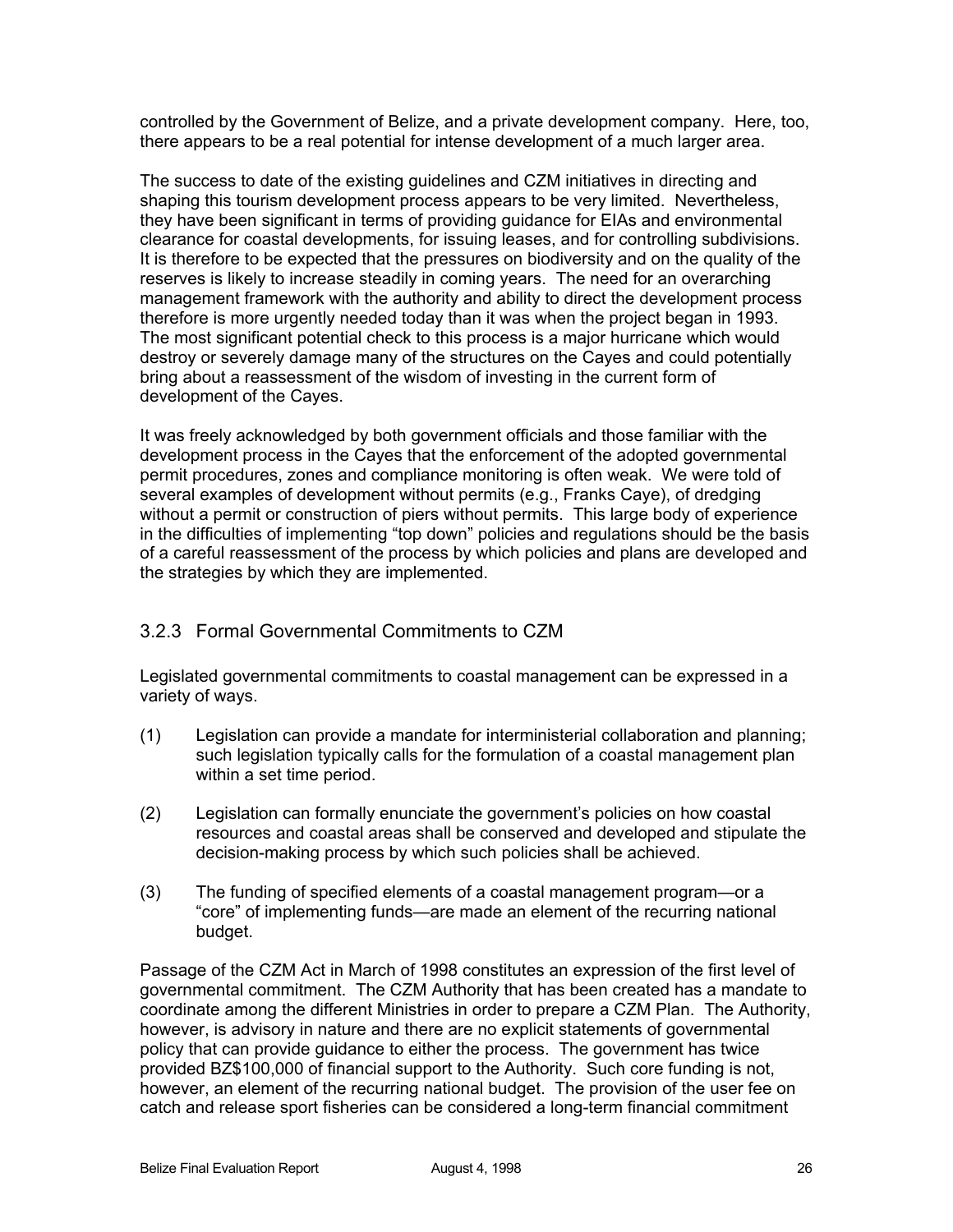controlled by the Government of Belize, and a private development company. Here, too, there appears to be a real potential for intense development of a much larger area.

The success to date of the existing guidelines and CZM initiatives in directing and shaping this tourism development process appears to be very limited. Nevertheless, they have been significant in terms of providing guidance for EIAs and environmental clearance for coastal developments, for issuing leases, and for controlling subdivisions. It is therefore to be expected that the pressures on biodiversity and on the quality of the reserves is likely to increase steadily in coming years. The need for an overarching management framework with the authority and ability to direct the development process therefore is more urgently needed today than it was when the project began in 1993. The most significant potential check to this process is a major hurricane which would destroy or severely damage many of the structures on the Cayes and could potentially bring about a reassessment of the wisdom of investing in the current form of development of the Cayes.

It was freely acknowledged by both government officials and those familiar with the development process in the Cayes that the enforcement of the adopted governmental permit procedures, zones and compliance monitoring is often weak. We were told of several examples of development without permits (e.g., Franks Caye), of dredging without a permit or construction of piers without permits. This large body of experience in the difficulties of implementing "top down" policies and regulations should be the basis of a careful reassessment of the process by which policies and plans are developed and the strategies by which they are implemented.

### 3.2.3 Formal Governmental Commitments to CZM

Legislated governmental commitments to coastal management can be expressed in a variety of ways.

(1) Legislation can provide a mandate for interministerial collaboration and planning; such legislation typically calls for the formulation of a coastal management plan within a set time period.

(2) Legislation can formally enunciate the government's policies on how coastal resources and coastal areas shall be conserved and developed and stipulate the decision-making process by which such policies shall be achieved.

(3) The funding of specified elements of a coastal management program—or a "core" of implementing funds—are made an element of the recurring national budget.

Passage of the CZM Act in March of 1998 constitutes an expression of the first level of governmental commitment. The CZM Authority that has been created has a mandate to coordinate among the different Ministries in order to prepare a CZM Plan. The Authority, however, is advisory in nature and there are no explicit statements of governmental policy that can provide guidance to either the process. The government has twice provided BZ$100,000 of financial support to the Authority. Such core funding is not, however, an element of the recurring national budget. The provision of the user fee on catch and release sport fisheries can be considered a long-term financial commitment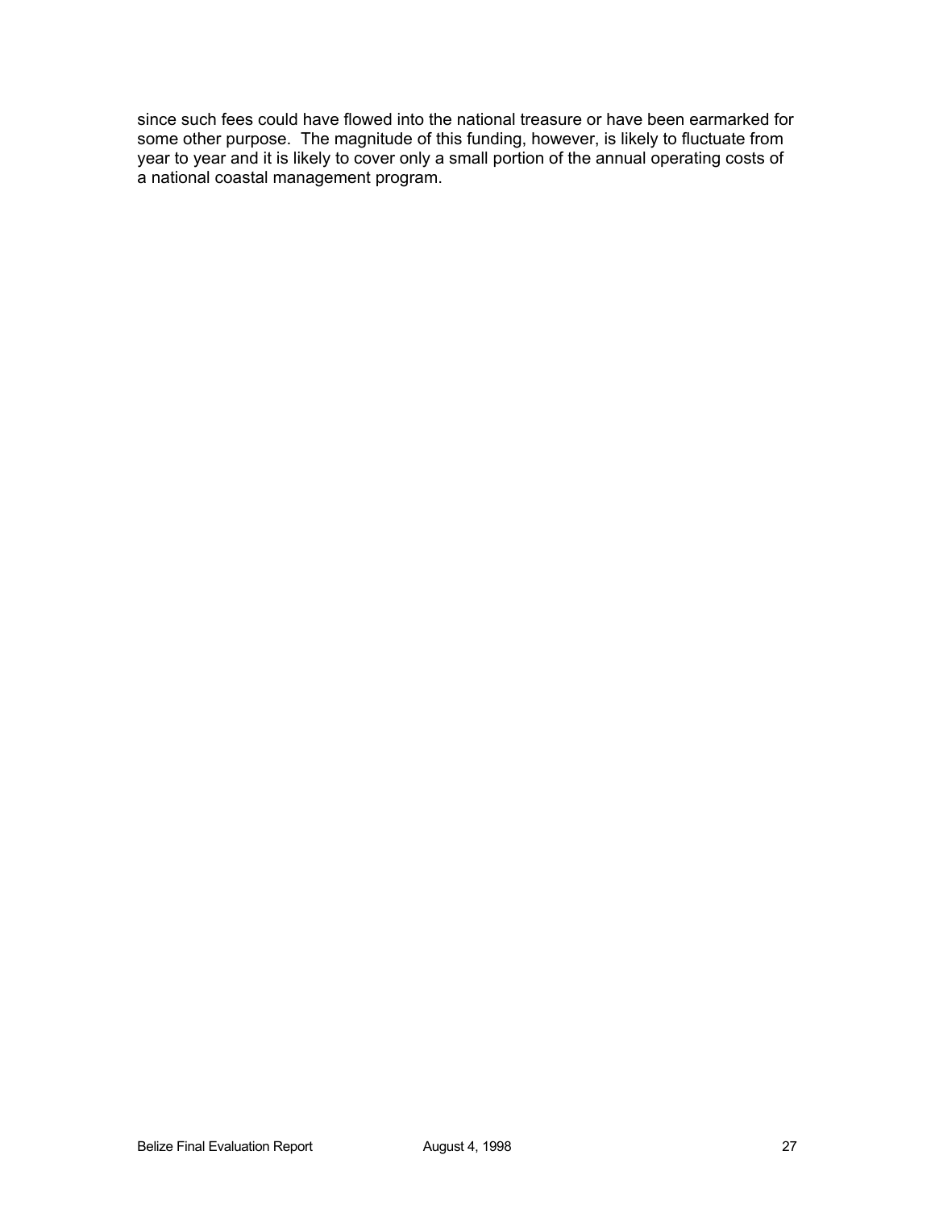since such fees could have flowed into the national treasure or have been earmarked for some other purpose. The magnitude of this funding, however, is likely to fluctuate from year to year and it is likely to cover only a small portion of the annual operating costs of a national coastal management program.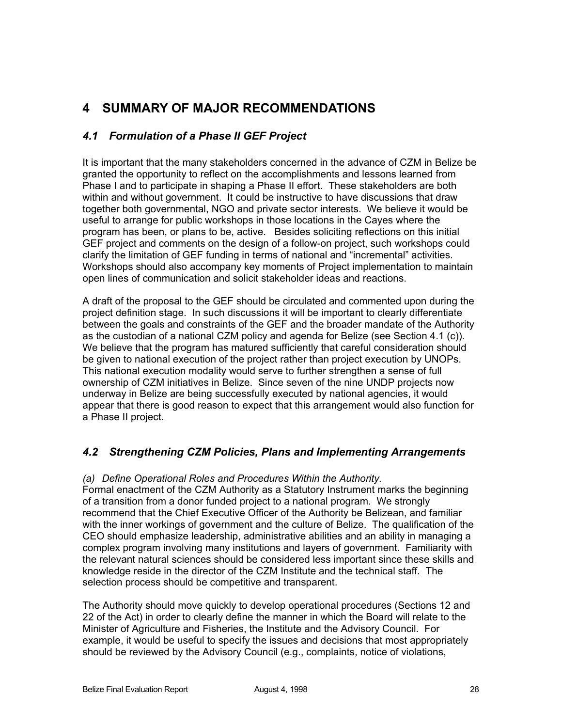# 4 SUMMARY OF MAJOR RECOMMENDATIONS

## *4.1 Formulation of a Phase II GEF Project*

It is important that the many stakeholders concerned in the advance of CZM in Belize be granted the opportunity to reflect on the accomplishments and lessons learned from Phase I and to participate in shaping a Phase II effort. These stakeholders are both within and without government. It could be instructive to have discussions that draw together both governmental, NGO and private sector interests. We believe it would be useful to arrange for public workshops in those locations in the Cayes where the program has been, or plans to be, active. Besides soliciting reflections on this initial GEF project and comments on the design of a follow-on project, such workshops could clarify the limitation of GEF funding in terms of national and "incremental" activities. Workshops should also accompany key moments of Project implementation to maintain open lines of communication and solicit stakeholder ideas and reactions.

A draft of the proposal to the GEF should be circulated and commented upon during the project definition stage. In such discussions it will be important to clearly differentiate between the goals and constraints of the GEF and the broader mandate of the Authority as the custodian of a national CZM policy and agenda for Belize (see Section 4.1 (c)). We believe that the program has matured sufficiently that careful consideration should be given to national execution of the project rather than project execution by UNOPs. This national execution modality would serve to further strengthen a sense of full ownership of CZM initiatives in Belize. Since seven of the nine UNDP projects now underway in Belize are being successfully executed by national agencies, it would appear that there is good reason to expect that this arrangement would also function for a Phase II project.

## *4.2 Strengthening CZM Policies, Plans and Implementing Arrangements*

*(a) Define Operational Roles and Procedures Within the Authority.*
Formal enactment of the CZM Authority as a Statutory Instrument marks the beginning of a transition from a donor funded project to a national program. We strongly recommend that the Chief Executive Officer of the Authority be Belizean, and familiar with the inner workings of government and the culture of Belize. The qualification of the CEO should emphasize leadership, administrative abilities and an ability in managing a complex program involving many institutions and layers of government. Familiarity with the relevant natural sciences should be considered less important since these skills and knowledge reside in the director of the CZM Institute and the technical staff. The selection process should be competitive and transparent.

The Authority should move quickly to develop operational procedures (Sections 12 and 22 of the Act) in order to clearly define the manner in which the Board will relate to the Minister of Agriculture and Fisheries, the Institute and the Advisory Council. For example, it would be useful to specify the issues and decisions that most appropriately should be reviewed by the Advisory Council (e.g., complaints, notice of violations,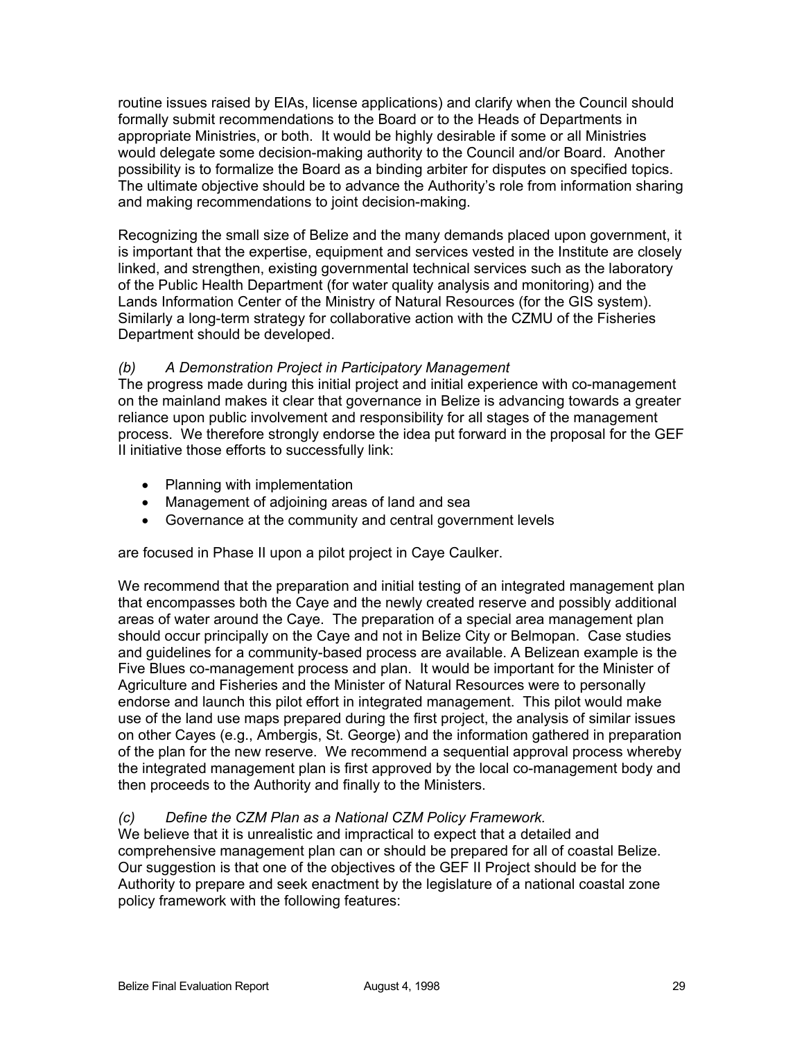routine issues raised by EIAs, license applications) and clarify when the Council should formally submit recommendations to the Board or to the Heads of Departments in appropriate Ministries, or both. It would be highly desirable if some or all Ministries would delegate some decision-making authority to the Council and/or Board. Another possibility is to formalize the Board as a binding arbiter for disputes on specified topics. The ultimate objective should be to advance the Authority's role from information sharing and making recommendations to joint decision-making.

Recognizing the small size of Belize and the many demands placed upon government, it is important that the expertise, equipment and services vested in the Institute are closely linked, and strengthen, existing governmental technical services such as the laboratory of the Public Health Department (for water quality analysis and monitoring) and the Lands Information Center of the Ministry of Natural Resources (for the GIS system). Similarly a long-term strategy for collaborative action with the CZMU of the Fisheries Department should be developed.

*(b) A Demonstration Project in Participatory Management*

The progress made during this initial project and initial experience with co-management on the mainland makes it clear that governance in Belize is advancing towards a greater reliance upon public involvement and responsibility for all stages of the management process. We therefore strongly endorse the idea put forward in the proposal for the GEF II initiative those efforts to successfully link:

- Planning with implementation
- Management of adjoining areas of land and sea
- Governance at the community and central government levels

are focused in Phase II upon a pilot project in Caye Caulker.

We recommend that the preparation and initial testing of an integrated management plan that encompasses both the Caye and the newly created reserve and possibly additional areas of water around the Caye. The preparation of a special area management plan should occur principally on the Caye and not in Belize City or Belmopan. Case studies and guidelines for a community-based process are available. A Belizean example is the Five Blues co-management process and plan. It would be important for the Minister of Agriculture and Fisheries and the Minister of Natural Resources were to personally endorse and launch this pilot effort in integrated management. This pilot would make use of the land use maps prepared during the first project, the analysis of similar issues on other Cayes (e.g., Ambergis, St. George) and the information gathered in preparation of the plan for the new reserve. We recommend a sequential approval process whereby the integrated management plan is first approved by the local co-management body and then proceeds to the Authority and finally to the Ministers.

*(c) Define the CZM Plan as a National CZM Policy Framework.*

We believe that it is unrealistic and impractical to expect that a detailed and comprehensive management plan can or should be prepared for all of coastal Belize. Our suggestion is that one of the objectives of the GEF II Project should be for the Authority to prepare and seek enactment by the legislature of a national coastal zone policy framework with the following features: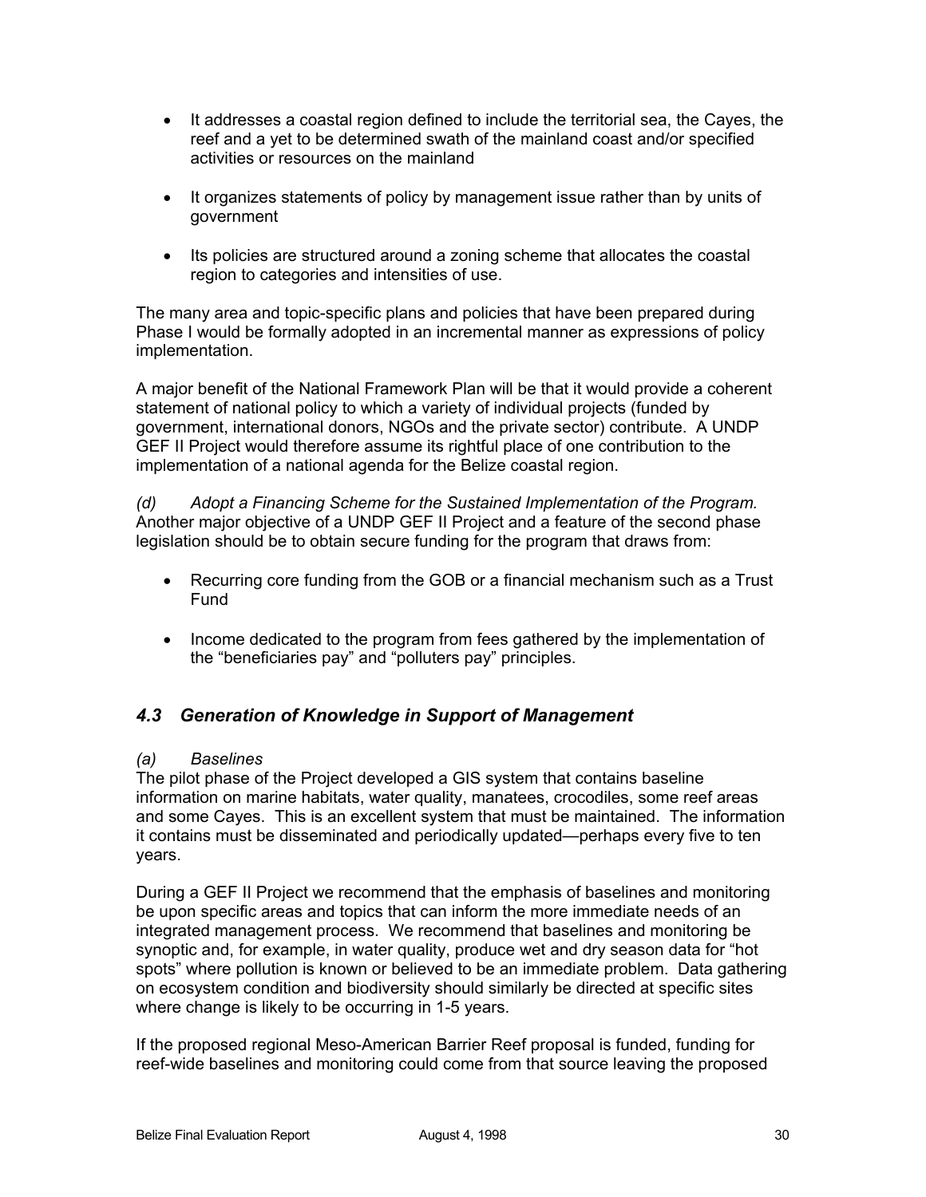- It addresses a coastal region defined to include the territorial sea, the Cayes, the reef and a yet to be determined swath of the mainland coast and/or specified activities or resources on the mainland

- It organizes statements of policy by management issue rather than by units of government

- Its policies are structured around a zoning scheme that allocates the coastal region to categories and intensities of use.

The many area and topic-specific plans and policies that have been prepared during Phase I would be formally adopted in an incremental manner as expressions of policy implementation.

A major benefit of the National Framework Plan will be that it would provide a coherent statement of national policy to which a variety of individual projects (funded by government, international donors, NGOs and the private sector) contribute. A UNDP GEF II Project would therefore assume its rightful place of one contribution to the implementation of a national agenda for the Belize coastal region.

*(d) Adopt a Financing Scheme for the Sustained Implementation of the Program.* Another major objective of a UNDP GEF II Project and a feature of the second phase legislation should be to obtain secure funding for the program that draws from:

- Recurring core funding from the GOB or a financial mechanism such as a Trust Fund

- Income dedicated to the program from fees gathered by the implementation of the "beneficiaries pay" and "polluters pay" principles.

## *4.3 Generation of Knowledge in Support of Management*

*(a) Baselines*

The pilot phase of the Project developed a GIS system that contains baseline information on marine habitats, water quality, manatees, crocodiles, some reef areas and some Cayes. This is an excellent system that must be maintained. The information it contains must be disseminated and periodically updated—perhaps every five to ten years.

During a GEF II Project we recommend that the emphasis of baselines and monitoring be upon specific areas and topics that can inform the more immediate needs of an integrated management process. We recommend that baselines and monitoring be synoptic and, for example, in water quality, produce wet and dry season data for "hot spots" where pollution is known or believed to be an immediate problem. Data gathering on ecosystem condition and biodiversity should similarly be directed at specific sites where change is likely to be occurring in 1-5 years.

If the proposed regional Meso-American Barrier Reef proposal is funded, funding for reef-wide baselines and monitoring could come from that source leaving the proposed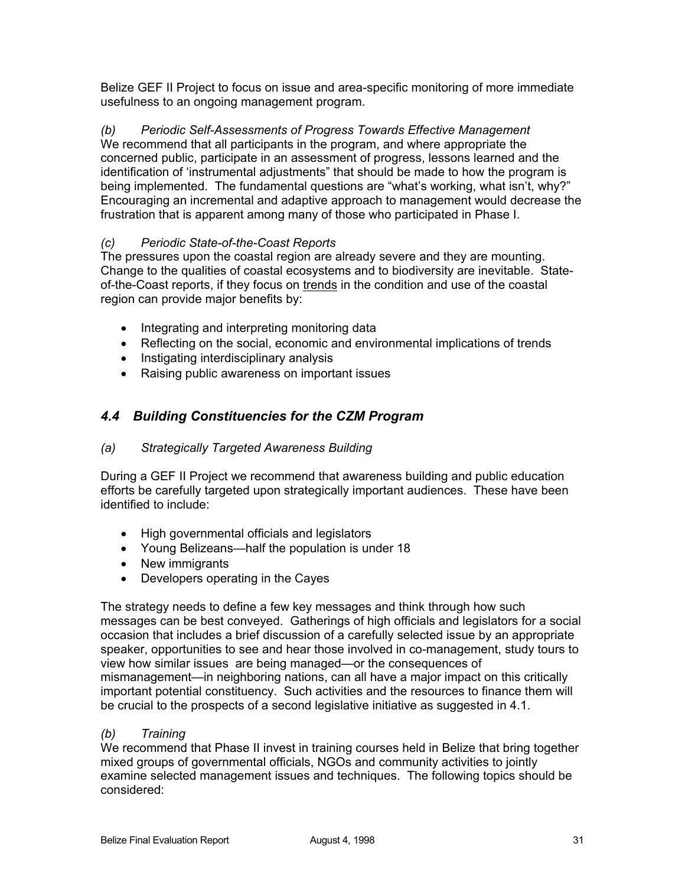Belize GEF II Project to focus on issue and area-specific monitoring of more immediate usefulness to an ongoing management program.

*(b) Periodic Self-Assessments of Progress Towards Effective Management*
We recommend that all participants in the program, and where appropriate the concerned public, participate in an assessment of progress, lessons learned and the identification of 'instrumental adjustments" that should be made to how the program is being implemented. The fundamental questions are "what's working, what isn't, why?" Encouraging an incremental and adaptive approach to management would decrease the frustration that is apparent among many of those who participated in Phase I.

*(c) Periodic State-of-the-Coast Reports*
The pressures upon the coastal region are already severe and they are mounting. Change to the qualities of coastal ecosystems and to biodiversity are inevitable. State-of-the-Coast reports, if they focus on trends in the condition and use of the coastal region can provide major benefits by:

- Integrating and interpreting monitoring data
- Reflecting on the social, economic and environmental implications of trends
- Instigating interdisciplinary analysis
- Raising public awareness on important issues

## *4.4 Building Constituencies for the CZM Program*

*(a) Strategically Targeted Awareness Building*

During a GEF II Project we recommend that awareness building and public education efforts be carefully targeted upon strategically important audiences. These have been identified to include:

- High governmental officials and legislators
- Young Belizeans—half the population is under 18
- New immigrants
- Developers operating in the Cayes

The strategy needs to define a few key messages and think through how such messages can be best conveyed. Gatherings of high officials and legislators for a social occasion that includes a brief discussion of a carefully selected issue by an appropriate speaker, opportunities to see and hear those involved in co-management, study tours to view how similar issues are being managed—or the consequences of mismanagement—in neighboring nations, can all have a major impact on this critically important potential constituency. Such activities and the resources to finance them will be crucial to the prospects of a second legislative initiative as suggested in 4.1.

*(b) Training*
We recommend that Phase II invest in training courses held in Belize that bring together mixed groups of governmental officials, NGOs and community activities to jointly examine selected management issues and techniques. The following topics should be considered: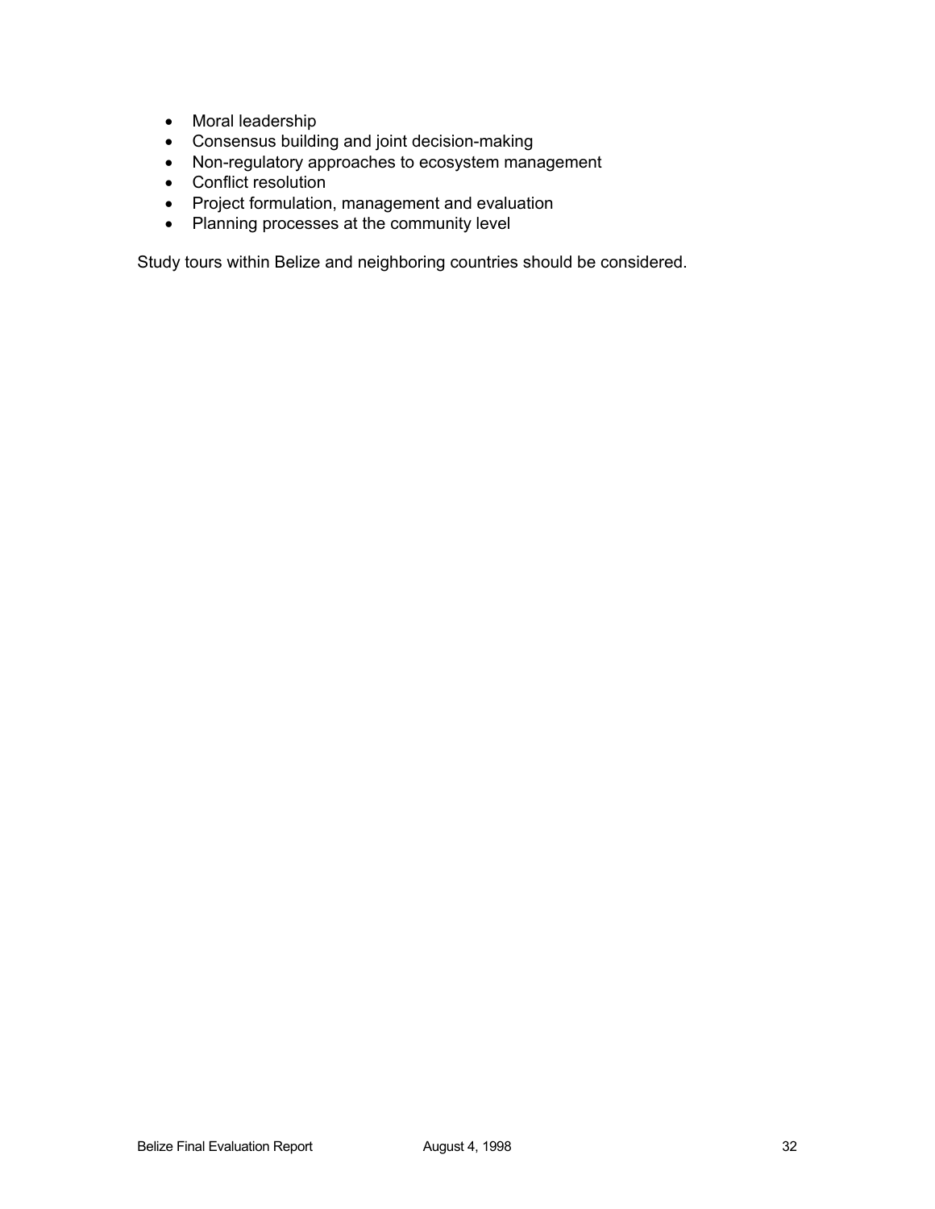- Moral leadership
- Consensus building and joint decision-making
- Non-regulatory approaches to ecosystem management
- Conflict resolution
- Project formulation, management and evaluation
- Planning processes at the community level

Study tours within Belize and neighboring countries should be considered.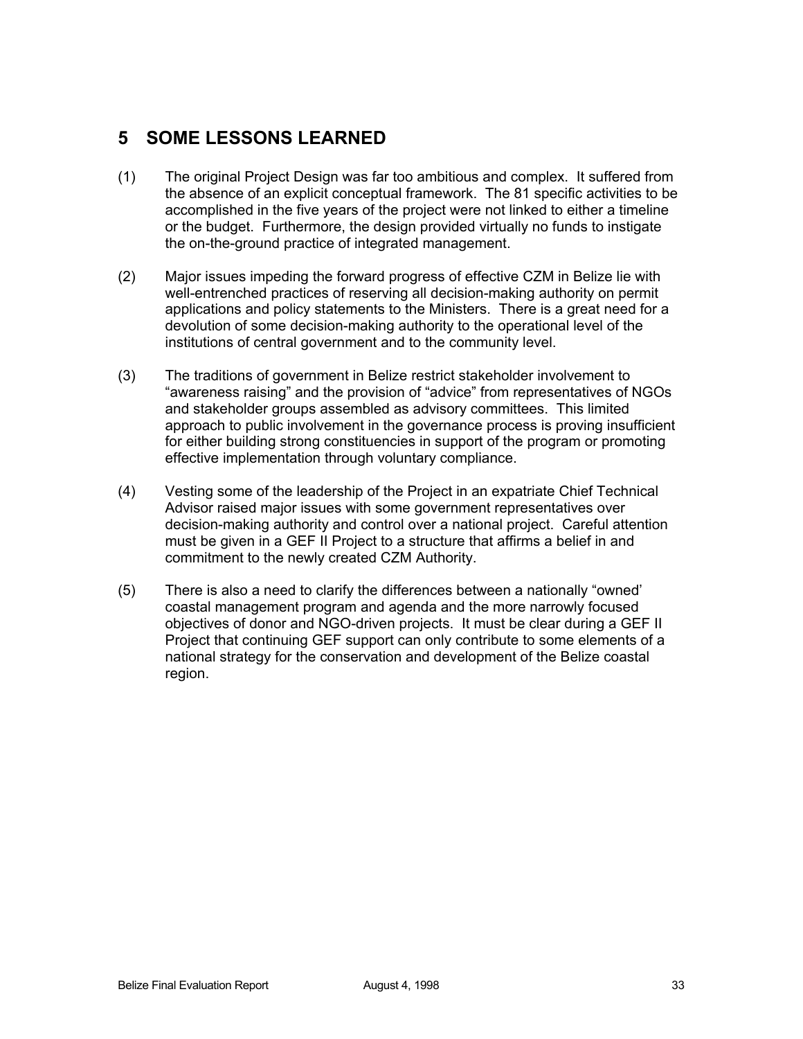# 5 SOME LESSONS LEARNED

(1) The original Project Design was far too ambitious and complex. It suffered from the absence of an explicit conceptual framework. The 81 specific activities to be accomplished in the five years of the project were not linked to either a timeline or the budget. Furthermore, the design provided virtually no funds to instigate the on-the-ground practice of integrated management.

(2) Major issues impeding the forward progress of effective CZM in Belize lie with well-entrenched practices of reserving all decision-making authority on permit applications and policy statements to the Ministers. There is a great need for a devolution of some decision-making authority to the operational level of the institutions of central government and to the community level.

(3) The traditions of government in Belize restrict stakeholder involvement to "awareness raising" and the provision of "advice" from representatives of NGOs and stakeholder groups assembled as advisory committees. This limited approach to public involvement in the governance process is proving insufficient for either building strong constituencies in support of the program or promoting effective implementation through voluntary compliance.

(4) Vesting some of the leadership of the Project in an expatriate Chief Technical Advisor raised major issues with some government representatives over decision-making authority and control over a national project. Careful attention must be given in a GEF II Project to a structure that affirms a belief in and commitment to the newly created CZM Authority.

(5) There is also a need to clarify the differences between a nationally "owned' coastal management program and agenda and the more narrowly focused objectives of donor and NGO-driven projects. It must be clear during a GEF II Project that continuing GEF support can only contribute to some elements of a national strategy for the conservation and development of the Belize coastal region.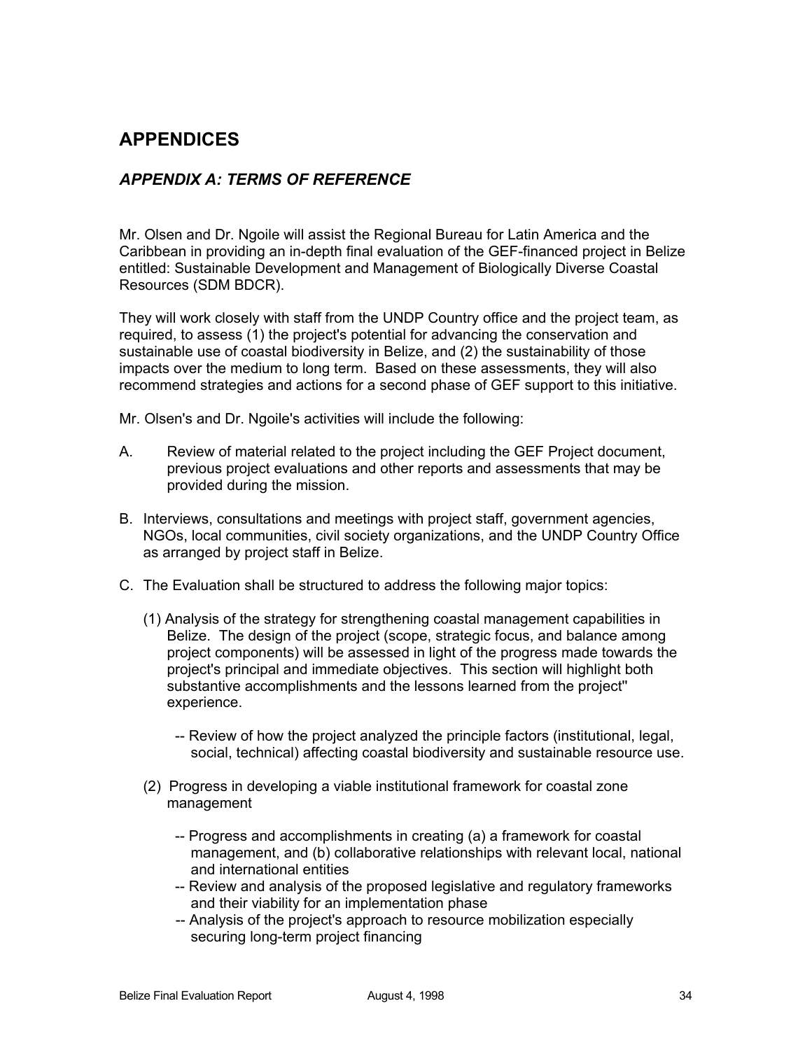# APPENDICES

## *APPENDIX A: TERMS OF REFERENCE*

Mr. Olsen and Dr. Ngoile will assist the Regional Bureau for Latin America and the Caribbean in providing an in-depth final evaluation of the GEF-financed project in Belize entitled: Sustainable Development and Management of Biologically Diverse Coastal Resources (SDM BDCR).

They will work closely with staff from the UNDP Country office and the project team, as required, to assess (1) the project's potential for advancing the conservation and sustainable use of coastal biodiversity in Belize, and (2) the sustainability of those impacts over the medium to long term. Based on these assessments, they will also recommend strategies and actions for a second phase of GEF support to this initiative.

Mr. Olsen's and Dr. Ngoile's activities will include the following:

A. Review of material related to the project including the GEF Project document, previous project evaluations and other reports and assessments that may be provided during the mission.

B. Interviews, consultations and meetings with project staff, government agencies, NGOs, local communities, civil society organizations, and the UNDP Country Office as arranged by project staff in Belize.

C. The Evaluation shall be structured to address the following major topics:

(1) Analysis of the strategy for strengthening coastal management capabilities in Belize. The design of the project (scope, strategic focus, and balance among project components) will be assessed in light of the progress made towards the project's principal and immediate objectives. This section will highlight both substantive accomplishments and the lessons learned from the project'' experience.

-- Review of how the project analyzed the principle factors (institutional, legal, social, technical) affecting coastal biodiversity and sustainable resource use.

(2) Progress in developing a viable institutional framework for coastal zone management

-- Progress and accomplishments in creating (a) a framework for coastal management, and (b) collaborative relationships with relevant local, national and international entities

-- Review and analysis of the proposed legislative and regulatory frameworks and their viability for an implementation phase

-- Analysis of the project's approach to resource mobilization especially securing long-term project financing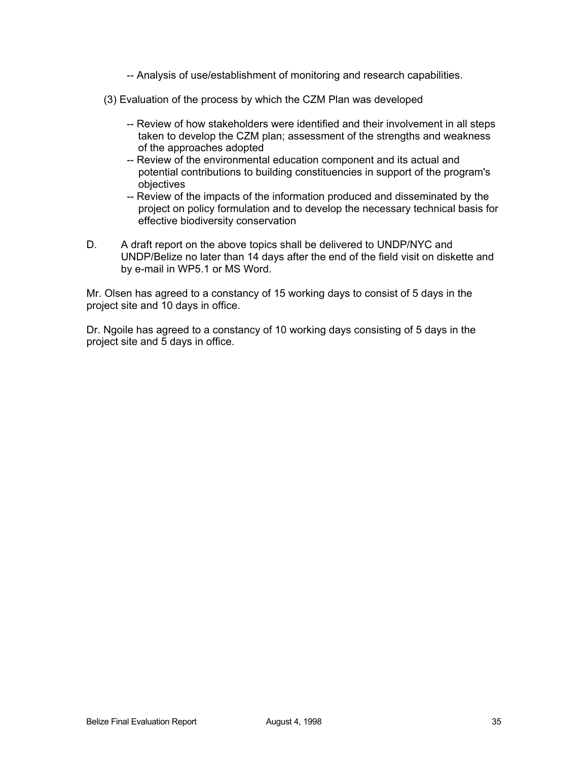-- Analysis of use/establishment of monitoring and research capabilities.

(3) Evaluation of the process by which the CZM Plan was developed

-- Review of how stakeholders were identified and their involvement in all steps taken to develop the CZM plan; assessment of the strengths and weakness of the approaches adopted

-- Review of the environmental education component and its actual and potential contributions to building constituencies in support of the program's objectives

-- Review of the impacts of the information produced and disseminated by the project on policy formulation and to develop the necessary technical basis for effective biodiversity conservation

D. A draft report on the above topics shall be delivered to UNDP/NYC and UNDP/Belize no later than 14 days after the end of the field visit on diskette and by e-mail in WP5.1 or MS Word.

Mr. Olsen has agreed to a constancy of 15 working days to consist of 5 days in the project site and 10 days in office.

Dr. Ngoile has agreed to a constancy of 10 working days consisting of 5 days in the project site and 5 days in office.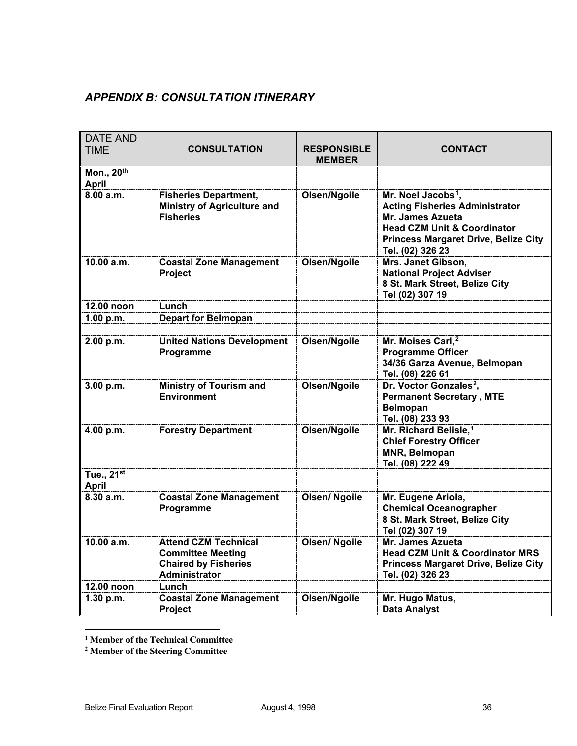## *APPENDIX B: CONSULTATION ITINERARY*

| DATE AND TIME | CONSULTATION | RESPONSIBLE MEMBER | CONTACT |
|---|---|---|---|
| **Mon., 20th April** | | | |
| **8.00 a.m.** | **Fisheries Department, Ministry of Agriculture and Fisheries** | **Olsen/Ngoile** | **Mr. Noel Jacobs[1], Acting Fisheries Administrator Mr. James Azueta Head CZM Unit & Coordinator Princess Margaret Drive, Belize City Tel. (02) 326 23** |
| **10.00 a.m.** | **Coastal Zone Management Project** | **Olsen/Ngoile** | **Mrs. Janet Gibson, National Project Adviser 8 St. Mark Street, Belize City Tel (02) 307 19** |
| **12.00 noon** | **Lunch** | | |
| **1.00 p.m.** | **Depart for Belmopan** | | |
| | | | |
| **2.00 p.m.** | **United Nations Development Programme** | **Olsen/Ngoile** | **Mr. Moises Carl,[2] Programme Officer 34/36 Garza Avenue, Belmopan Tel. (08) 226 61** |
| **3.00 p.m.** | **Ministry of Tourism and Environment** | **Olsen/Ngoile** | **Dr. Voctor Gonzales[2], Permanent Secretary , MTE Belmopan Tel. (08) 233 93** |
| **4.00 p.m.** | **Forestry Department** | **Olsen/Ngoile** | **Mr. Richard Belisle,[1] Chief Forestry Officer MNR, Belmopan Tel. (08) 222 49** |
| **Tue., 21st April** | | | |
| **8.30 a.m.** | **Coastal Zone Management Programme** | **Olsen/ Ngoile** | **Mr. Eugene Ariola, Chemical Oceanographer 8 St. Mark Street, Belize City Tel (02) 307 19** |
| **10.00 a.m.** | **Attend CZM Technical Committee Meeting Chaired by Fisheries Administrator** | **Olsen/ Ngoile** | **Mr. James Azueta Head CZM Unit & Coordinator MRS Princess Margaret Drive, Belize City Tel. (02) 326 23** |
| **12.00 noon** | **Lunch** | | |
| **1.30 p.m.** | **Coastal Zone Management Project** | **Olsen/Ngoile** | **Mr. Hugo Matus, Data Analyst** |

[1] **Member of the Technical Committee**

[2] **Member of the Steering Committee**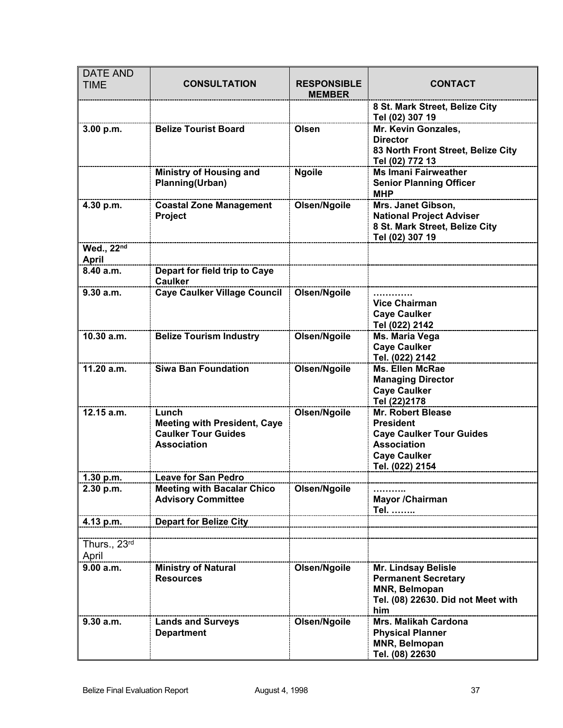| DATE AND TIME | CONSULTATION | RESPONSIBLE MEMBER | CONTACT |
|---|---|---|---|
| | | | **8 St. Mark Street, Belize City Tel (02) 307 19** |
| **3.00 p.m.** | **Belize Tourist Board** | **Olsen** | **Mr. Kevin Gonzales, Director 83 North Front Street, Belize City Tel (02) 772 13** |
| | **Ministry of Housing and Planning(Urban)** | **Ngoile** | **Ms Imani Fairweather Senior Planning Officer MHP** |
| **4.30 p.m.** | **Coastal Zone Management Project** | **Olsen/Ngoile** | **Mrs. Janet Gibson, National Project Adviser 8 St. Mark Street, Belize City Tel (02) 307 19** |
| **Wed., 22nd April** | | | |
| **8.40 a.m.** | **Depart for field trip to Caye Caulker** | | |
| **9.30 a.m.** | **Caye Caulker Village Council** | **Olsen/Ngoile** | **………… Vice Chairman Caye Caulker Tel (022) 2142** |
| **10.30 a.m.** | **Belize Tourism Industry** | **Olsen/Ngoile** | **Ms. Maria Vega Caye Caulker Tel. (022) 2142** |
| **11.20 a.m.** | **Siwa Ban Foundation** | **Olsen/Ngoile** | **Ms. Ellen McRae Managing Director Caye Caulker Tel (22)2178** |
| **12.15 a.m.** | **Lunch Meeting with President, Caye Caulker Tour Guides Association** | **Olsen/Ngoile** | **Mr. Robert Blease President Caye Caulker Tour Guides Association Caye Caulker Tel. (022) 2154** |
| **1.30 p.m.** | **Leave for San Pedro** | | |
| **2.30 p.m.** | **Meeting with Bacalar Chico Advisory Committee** | **Olsen/Ngoile** | **……….. Mayor /Chairman Tel. ……..** |
| **4.13 p.m.** | **Depart for Belize City** | | |
| | | | |
| Thurs., 23rd April | | | |
| **9.00 a.m.** | **Ministry of Natural Resources** | **Olsen/Ngoile** | **Mr. Lindsay Belisle Permanent Secretary MNR, Belmopan Tel. (08) 22630. Did not Meet with him** |
| **9.30 a.m.** | **Lands and Surveys Department** | **Olsen/Ngoile** | **Mrs. Malikah Cardona Physical Planner MNR, Belmopan Tel. (08) 22630** |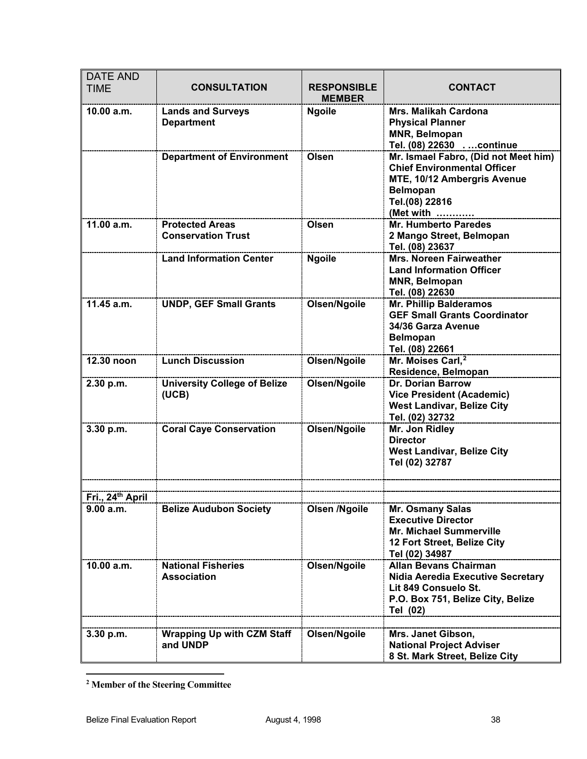| DATE AND TIME | CONSULTATION | RESPONSIBLE MEMBER | CONTACT |
|---|---|---|---|
| **10.00 a.m.** | **Lands and Surveys Department** | **Ngoile** | **Mrs. Malikah Cardona**<br>**Physical Planner**<br>**MNR, Belmopan**<br>**Tel. (08) 22630 . …continue** |
| | **Department of Environment** | **Olsen** | **Mr. Ismael Fabro, (Did not Meet him)**<br>**Chief Environmental Officer**<br>**MTE, 10/12 Ambergris Avenue**<br>**Belmopan**<br>**Tel.(08) 22816**<br>**(Met with …………** |
| **11.00 a.m.** | **Protected Areas Conservation Trust** | **Olsen** | **Mr. Humberto Paredes**<br>**2 Mango Street, Belmopan**<br>**Tel. (08) 23637** |
| | **Land Information Center** | **Ngoile** | **Mrs. Noreen Fairweather**<br>**Land Information Officer**<br>**MNR, Belmopan**<br>**Tel. (08) 22630** |
| **11.45 a.m.** | **UNDP, GEF Small Grants** | **Olsen/Ngoile** | **Mr. Phillip Balderamos**<br>**GEF Small Grants Coordinator**<br>**34/36 Garza Avenue**<br>**Belmopan**<br>**Tel. (08) 22661** |
| **12.30 noon** | **Lunch Discussion** | **Olsen/Ngoile** | **Mr. Moises Carl,[2]**<br>**Residence, Belmopan** |
| **2.30 p.m.** | **University College of Belize (UCB)** | **Olsen/Ngoile** | **Dr. Dorian Barrow**<br>**Vice President (Academic)**<br>**West Landivar, Belize City**<br>**Tel. (02) 32732** |
| **3.30 p.m.** | **Coral Caye Conservation** | **Olsen/Ngoile** | **Mr. Jon Ridley**<br>**Director**<br>**West Landivar, Belize City**<br>**Tel (02) 32787** |
| | | | |
| **Fri., 24th April** | | | |
| **9.00 a.m.** | **Belize Audubon Society** | **Olsen /Ngoile** | **Mr. Osmany Salas**<br>**Executive Director**<br>**Mr. Michael Summerville**<br>**12 Fort Street, Belize City**<br>**Tel (02) 34987** |
| **10.00 a.m.** | **National Fisheries Association** | **Olsen/Ngoile** | **Allan Bevans Chairman**<br>**Nidia Aeredia Executive Secretary**<br>**Lit 849 Consuelo St.**<br>**P.O. Box 751, Belize City, Belize**<br>**Tel (02)** |
| | | | |
| **3.30 p.m.** | **Wrapping Up with CZM Staff and UNDP** | **Olsen/Ngoile** | **Mrs. Janet Gibson,**<br>**National Project Adviser**<br>**8 St. Mark Street, Belize City** |

[2] **Member of the Steering Committee**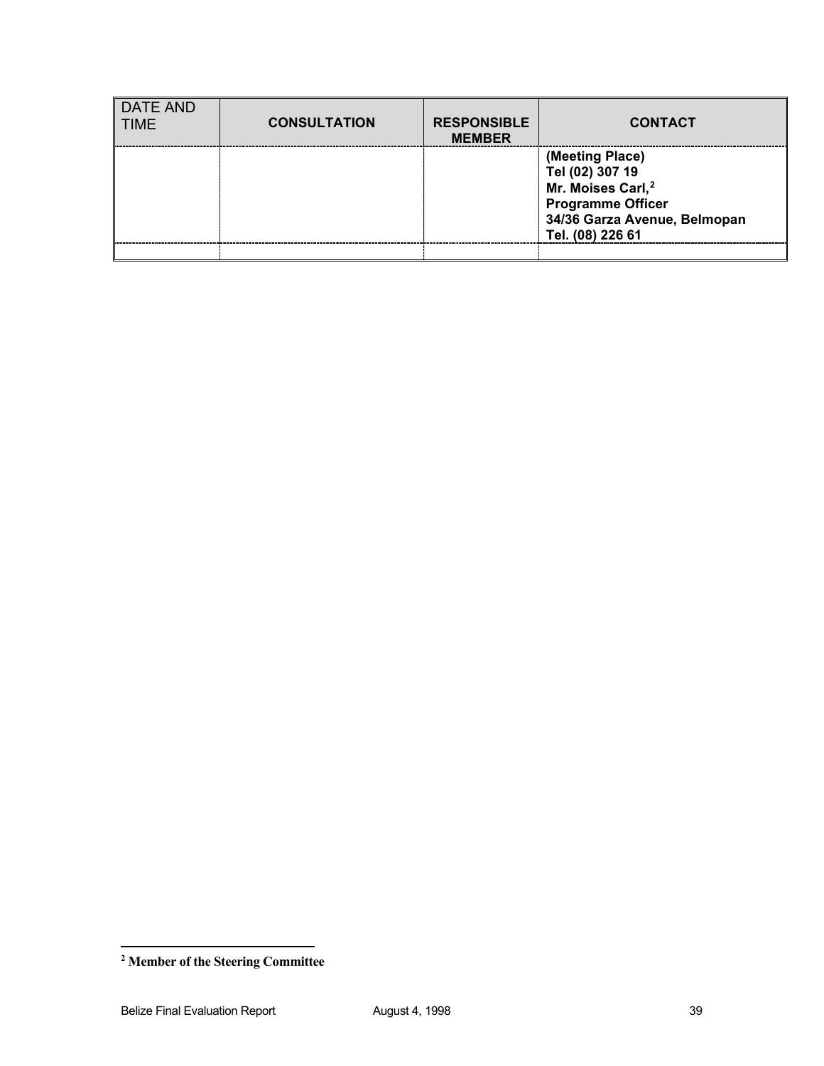| DATE AND TIME | CONSULTATION | RESPONSIBLE MEMBER | CONTACT |
|---|---|---|---|
| | | | **(Meeting Place)**<br>**Tel (02) 307 19**<br>**Mr. Moises Carl,[2]**<br>**Programme Officer**<br>**34/36 Garza Avenue, Belmopan**<br>**Tel. (08) 226 61** |
| | | | |

[2] **Member of the Steering Committee**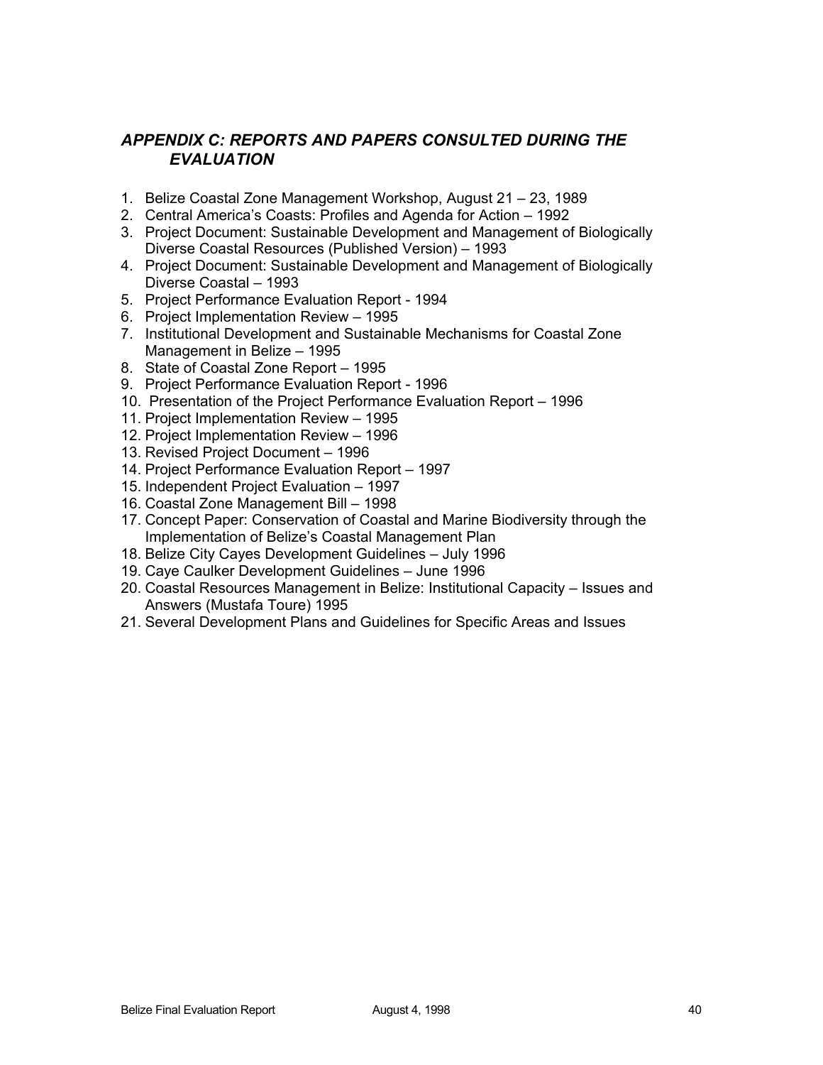## *APPENDIX C: REPORTS AND PAPERS CONSULTED DURING THE EVALUATION*

1. Belize Coastal Zone Management Workshop, August 21 – 23, 1989
2. Central America's Coasts: Profiles and Agenda for Action – 1992
3. Project Document: Sustainable Development and Management of Biologically Diverse Coastal Resources (Published Version) – 1993
4. Project Document: Sustainable Development and Management of Biologically Diverse Coastal – 1993
5. Project Performance Evaluation Report - 1994
6. Project Implementation Review – 1995
7. Institutional Development and Sustainable Mechanisms for Coastal Zone Management in Belize – 1995
8. State of Coastal Zone Report – 1995
9. Project Performance Evaluation Report - 1996
10. Presentation of the Project Performance Evaluation Report – 1996
11. Project Implementation Review – 1995
12. Project Implementation Review – 1996
13. Revised Project Document – 1996
14. Project Performance Evaluation Report – 1997
15. Independent Project Evaluation – 1997
16. Coastal Zone Management Bill – 1998
17. Concept Paper: Conservation of Coastal and Marine Biodiversity through the Implementation of Belize's Coastal Management Plan
18. Belize City Cayes Development Guidelines – July 1996
19. Caye Caulker Development Guidelines – June 1996
20. Coastal Resources Management in Belize: Institutional Capacity – Issues and Answers (Mustafa Toure) 1995
21. Several Development Plans and Guidelines for Specific Areas and Issues